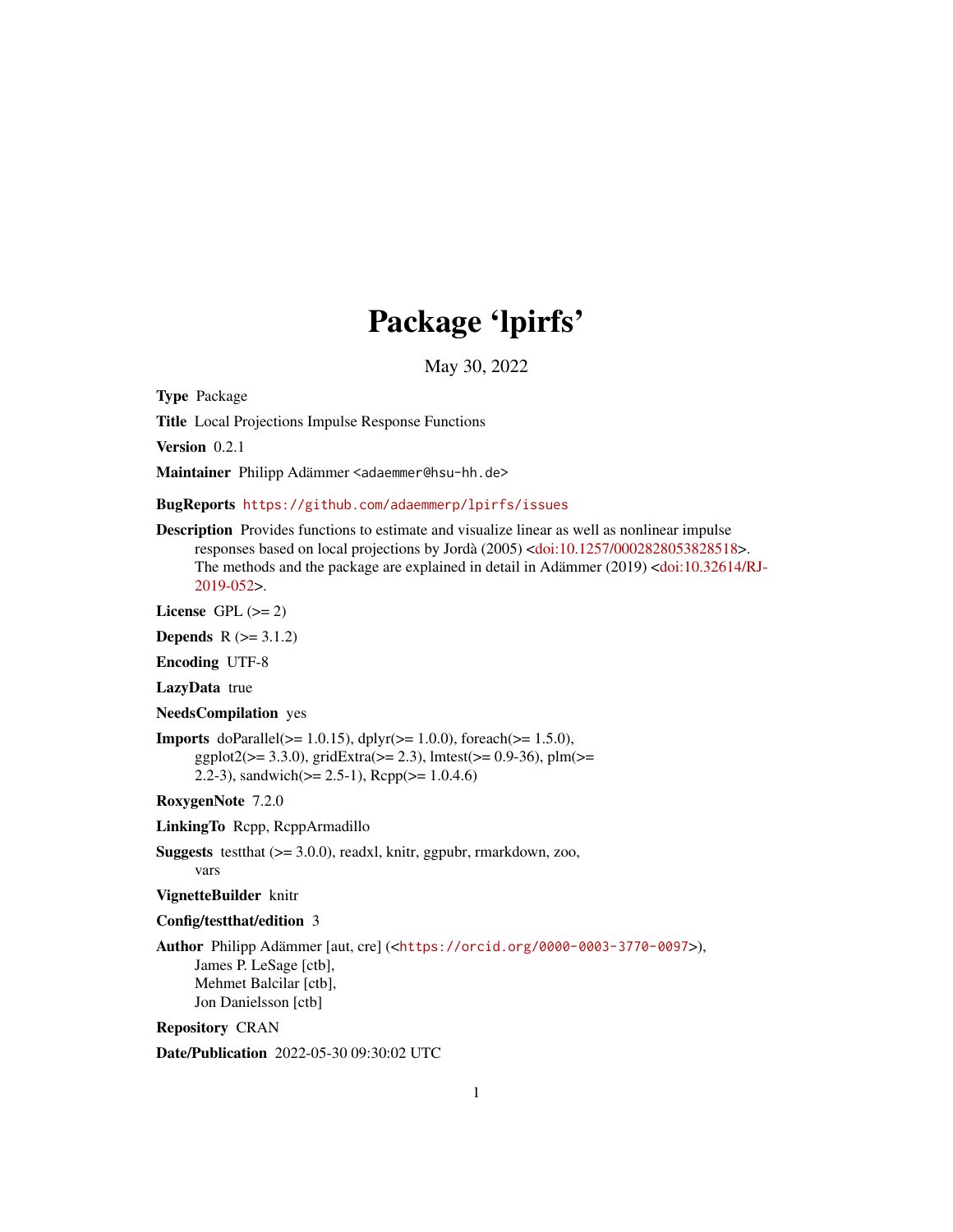# Package 'lpirfs'

May 30, 2022

**Type** Package

**Title** Local Projections Impulse Response Functions

**Version** 0.2.1

**Maintainer** Philipp Adämmer <adaemmer@hsu-hh.de>

**BugReports** https://github.com/adaemmerp/lpirfs/issues

**Description** Provides functions to estimate and visualize linear as well as nonlinear impulse responses based on local projections by Jordà (2005) <doi:10.1257/0002828053828518>. The methods and the package are explained in detail in Adämmer (2019) <doi:10.32614/RJ-2019-052>.

**License** GPL (>= 2)

**Depends** R (>= 3.1.2)

**Encoding** UTF-8

**LazyData** true

**NeedsCompilation** yes

**Imports** doParallel(>= 1.0.15), dplyr(>= 1.0.0), foreach(>= 1.5.0), ggplot2(>= 3.3.0), gridExtra(>= 2.3), lmtest(>= 0.9-36), plm(>= 2.2-3), sandwich(>= 2.5-1), Rcpp(>= 1.0.4.6)

**RoxygenNote** 7.2.0

**LinkingTo** Rcpp, RcppArmadillo

**Suggests** testthat (>= 3.0.0), readxl, knitr, ggpubr, rmarkdown, zoo, vars

**VignetteBuilder** knitr

**Config/testthat/edition** 3

**Author** Philipp Adämmer [aut, cre] (<https://orcid.org/0000-0003-3770-0097>), James P. LeSage [ctb], Mehmet Balcilar [ctb], Jon Danielsson [ctb]

**Repository** CRAN

**Date/Publication** 2022-05-30 09:30:02 UTC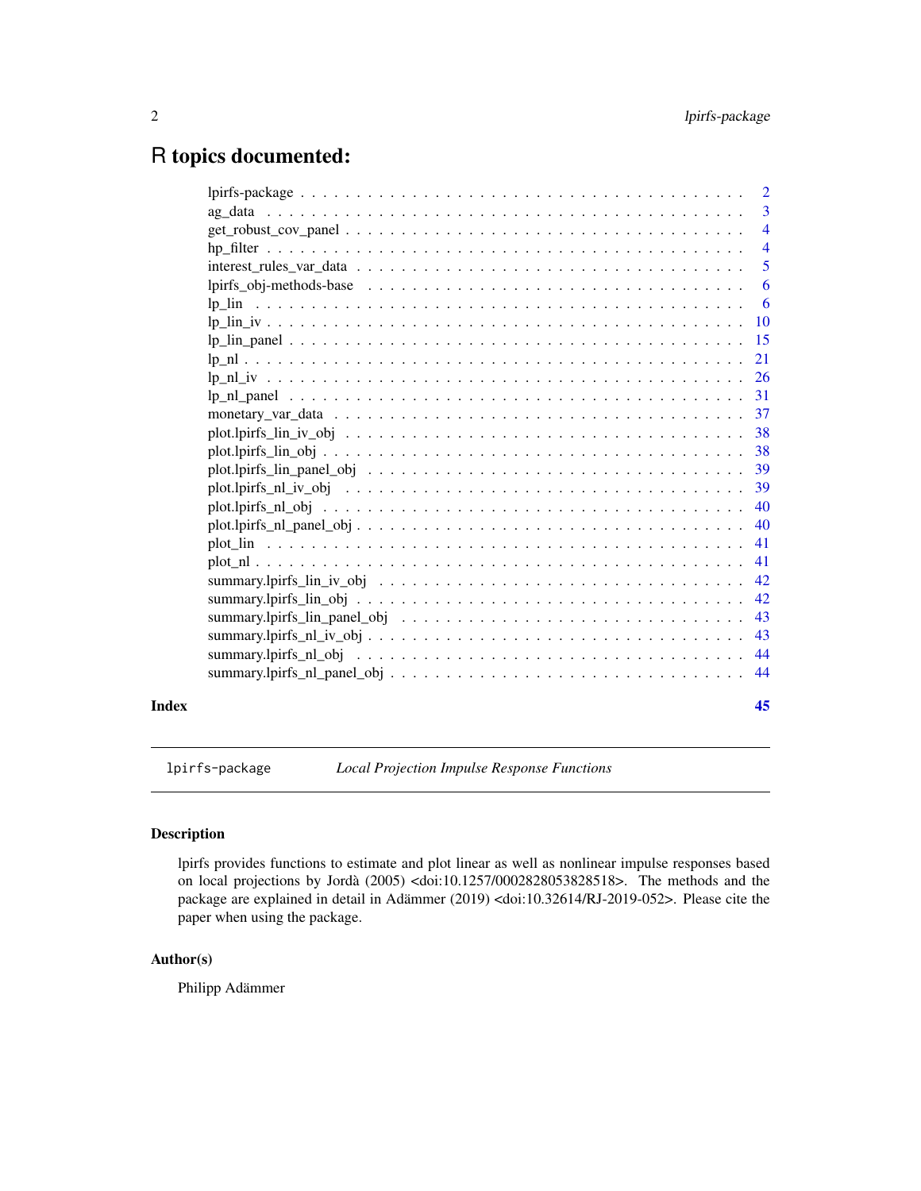# R topics documented:

| | |
|---|---|
| lpirfs-package | 2 |
| ag_data | 3 |
| get_robust_cov_panel | 4 |
| hp_filter | 4 |
| interest_rules_var_data | 5 |
| lpirfs_obj-methods-base | 6 |
| lp_lin | 6 |
| lp_lin_iv | 10 |
| lp_lin_panel | 15 |
| lp_nl | 21 |
| lp_nl_iv | 26 |
| lp_nl_panel | 31 |
| monetary_var_data | 37 |
| plot.lpirfs_lin_iv_obj | 38 |
| plot.lpirfs_lin_obj | 38 |
| plot.lpirfs_lin_panel_obj | 39 |
| plot.lpirfs_nl_iv_obj | 39 |
| plot.lpirfs_nl_obj | 40 |
| plot.lpirfs_nl_panel_obj | 40 |
| plot_lin | 41 |
| plot_nl | 41 |
| summary.lpirfs_lin_iv_obj | 42 |
| summary.lpirfs_lin_obj | 42 |
| summary.lpirfs_lin_panel_obj | 43 |
| summary.lpirfs_nl_iv_obj | 43 |
| summary.lpirfs_nl_obj | 44 |
| summary.lpirfs_nl_panel_obj | 44 |

**Index** **45**

---

`lpirfs-package` *Local Projection Impulse Response Functions*

---

## Description

lpirfs provides functions to estimate and plot linear as well as nonlinear impulse responses based on local projections by Jordà (2005) <doi:10.1257/0002828053828518>. The methods and the package are explained in detail in Adämmer (2019) <doi:10.32614/RJ-2019-052>. Please cite the paper when using the package.

## Author(s)

Philipp Adämmer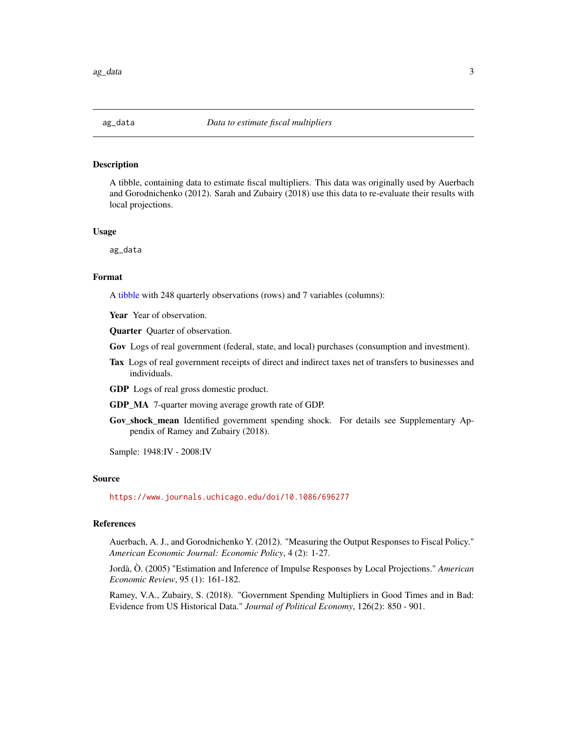# ag_data — *Data to estimate fiscal multipliers*

## Description

A tibble, containing data to estimate fiscal multipliers. This data was originally used by Auerbach and Gorodnichenko (2012). Sarah and Zubairy (2018) use this data to re-evaluate their results with local projections.

## Usage

```
ag_data
```

## Format

A tibble with 248 quarterly observations (rows) and 7 variables (columns):

- **Year** Year of observation.
- **Quarter** Quarter of observation.
- **Gov** Logs of real government (federal, state, and local) purchases (consumption and investment).
- **Tax** Logs of real government receipts of direct and indirect taxes net of transfers to businesses and individuals.
- **GDP** Logs of real gross domestic product.
- **GDP_MA** 7-quarter moving average growth rate of GDP.
- **Gov_shock_mean** Identified government spending shock. For details see Supplementary Appendix of Ramey and Zubairy (2018).

Sample: 1948:IV - 2008:IV

## Source

https://www.journals.uchicago.edu/doi/10.1086/696277

## References

Auerbach, A. J., and Gorodnichenko Y. (2012). "Measuring the Output Responses to Fiscal Policy." *American Economic Journal: Economic Policy*, 4 (2): 1-27.

Jordà, Ò. (2005) "Estimation and Inference of Impulse Responses by Local Projections." *American Economic Review*, 95 (1): 161-182.

Ramey, V.A., Zubairy, S. (2018). "Government Spending Multipliers in Good Times and in Bad: Evidence from US Historical Data." *Journal of Political Economy*, 126(2): 850 - 901.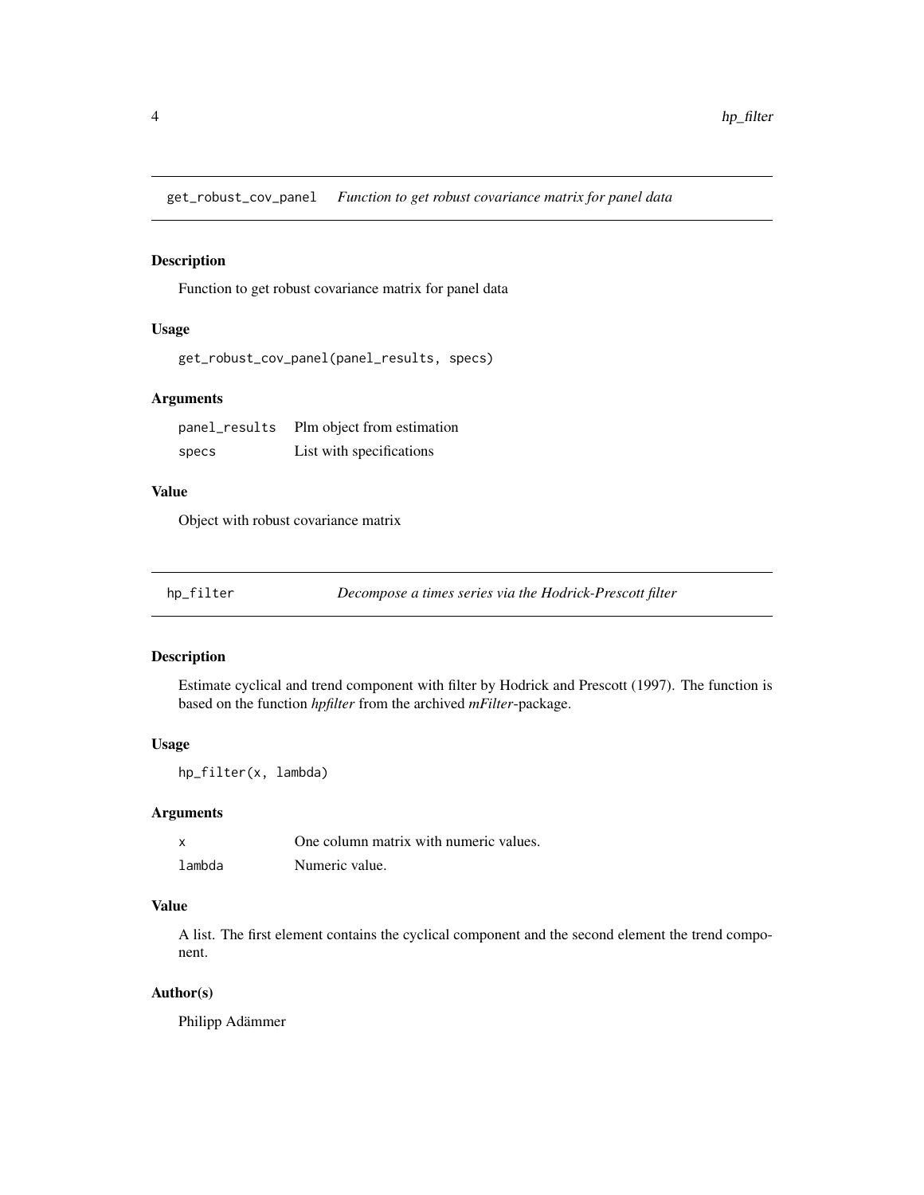## get_robust_cov_panel *Function to get robust covariance matrix for panel data*

### Description

Function to get robust covariance matrix for panel data

### Usage

```
get_robust_cov_panel(panel_results, specs)
```

### Arguments

| | |
|---|---|
| panel_results | Plm object from estimation |
| specs | List with specifications |

### Value

Object with robust covariance matrix

## hp_filter *Decompose a times series via the Hodrick-Prescott filter*

### Description

Estimate cyclical and trend component with filter by Hodrick and Prescott (1997). The function is based on the function *hpfilter* from the archived *mFilter*-package.

### Usage

```
hp_filter(x, lambda)
```

### Arguments

| | |
|---|---|
| x | One column matrix with numeric values. |
| lambda | Numeric value. |

### Value

A list. The first element contains the cyclical component and the second element the trend component.

### Author(s)

Philipp Adämmer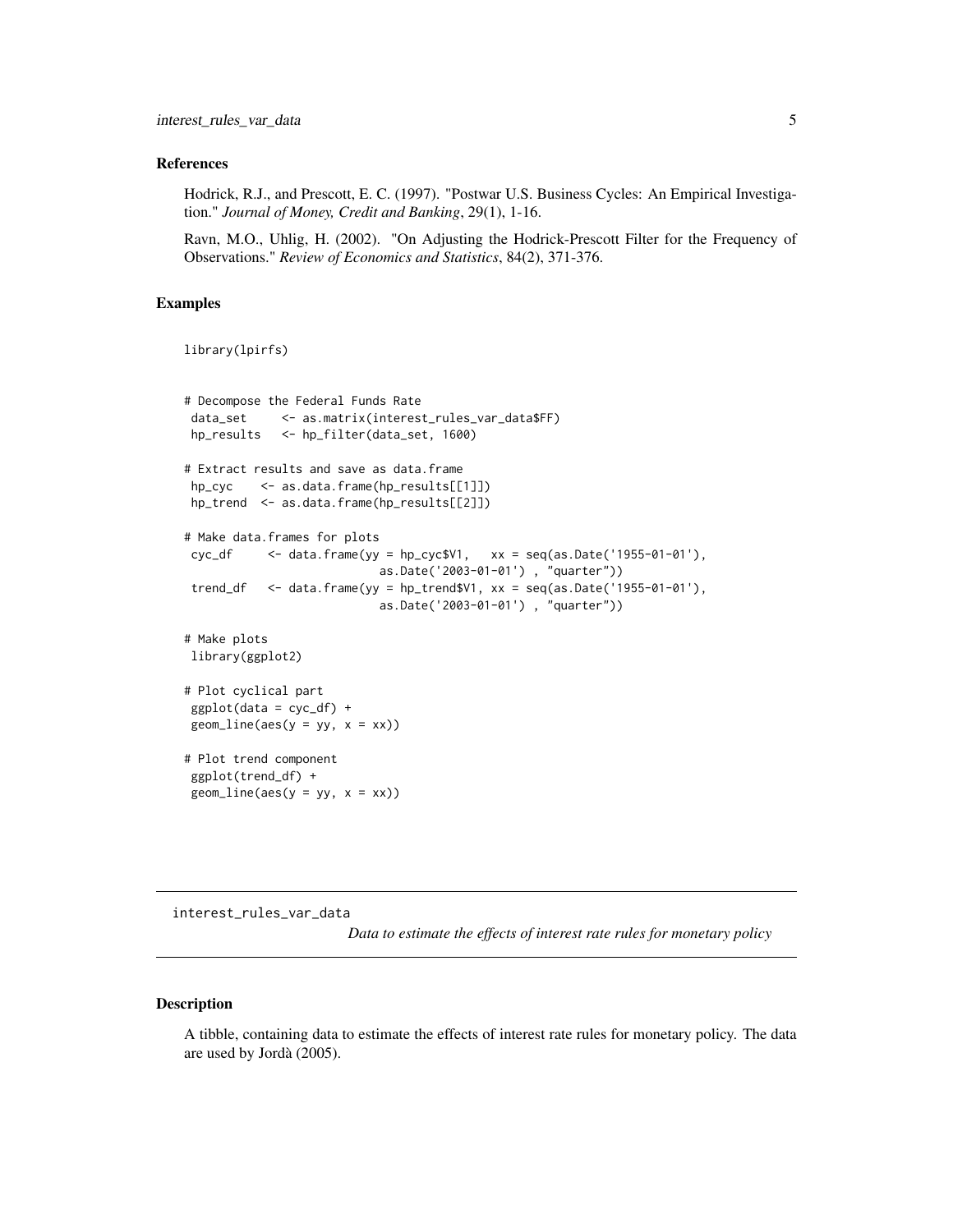## References

Hodrick, R.J., and Prescott, E. C. (1997). "Postwar U.S. Business Cycles: An Empirical Investigation." *Journal of Money, Credit and Banking*, 29(1), 1-16.

Ravn, M.O., Uhlig, H. (2002). "On Adjusting the Hodrick-Prescott Filter for the Frequency of Observations." *Review of Economics and Statistics*, 84(2), 371-376.

## Examples

```
library(lpirfs)


# Decompose the Federal Funds Rate
 data_set     <- as.matrix(interest_rules_var_data$FF)
 hp_results   <- hp_filter(data_set, 1600)

# Extract results and save as data.frame
 hp_cyc    <- as.data.frame(hp_results[[1]])
 hp_trend  <- as.data.frame(hp_results[[2]])

# Make data.frames for plots
 cyc_df     <- data.frame(yy = hp_cyc$V1,   xx = seq(as.Date('1955-01-01'),
                             as.Date('2003-01-01') , "quarter"))
 trend_df   <- data.frame(yy = hp_trend$V1, xx = seq(as.Date('1955-01-01'),
                             as.Date('2003-01-01') , "quarter"))

# Make plots
 library(ggplot2)

# Plot cyclical part
 ggplot(data = cyc_df) +
 geom_line(aes(y = yy, x = xx))

# Plot trend component
 ggplot(trend_df) +
 geom_line(aes(y = yy, x = xx))
```

---

# interest_rules_var_data

*Data to estimate the effects of interest rate rules for monetary policy*

## Description

A tibble, containing data to estimate the effects of interest rate rules for monetary policy. The data are used by Jordà (2005).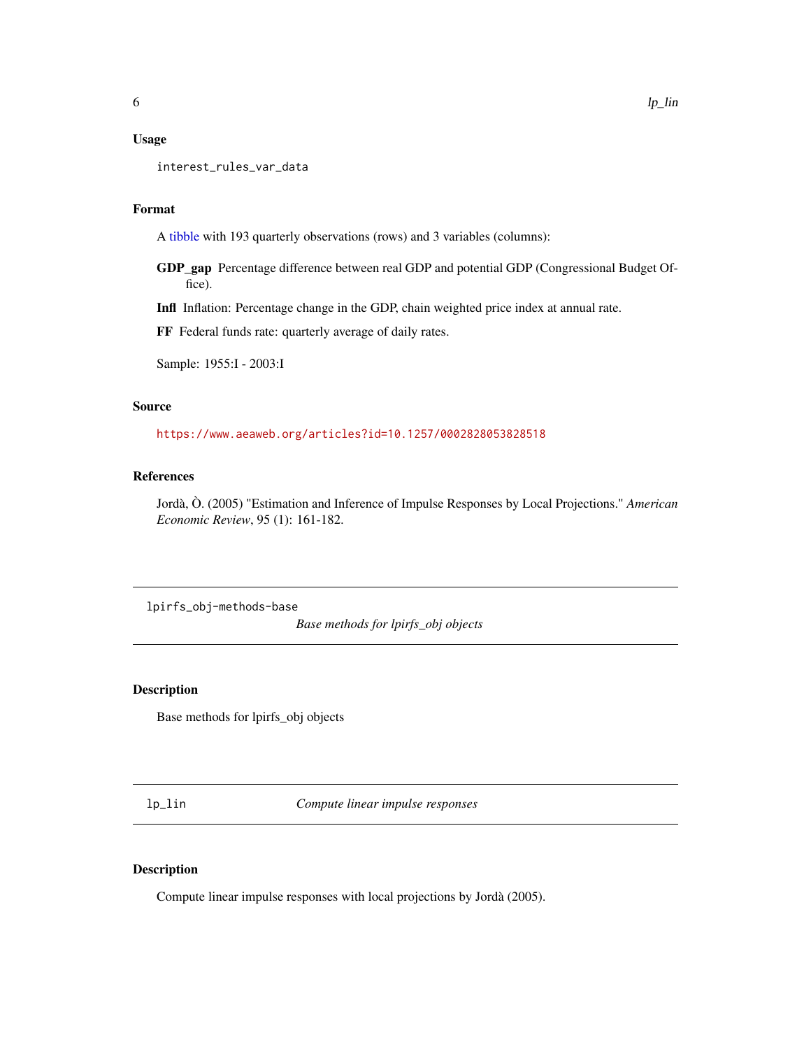### Usage

```
interest_rules_var_data
```

### Format

A tibble with 193 quarterly observations (rows) and 3 variables (columns):

**GDP_gap** Percentage difference between real GDP and potential GDP (Congressional Budget Office).

**Infl** Inflation: Percentage change in the GDP, chain weighted price index at annual rate.

**FF** Federal funds rate: quarterly average of daily rates.

Sample: 1955:I - 2003:I

### Source

https://www.aeaweb.org/articles?id=10.1257/0002828053828518

### References

Jordà, Ò. (2005) "Estimation and Inference of Impulse Responses by Local Projections." *American Economic Review*, 95 (1): 161-182.

---

## lpirfs_obj-methods-base — *Base methods for lpirfs_obj objects*

### Description

Base methods for lpirfs_obj objects

---

## lp_lin — *Compute linear impulse responses*

### Description

Compute linear impulse responses with local projections by Jordà (2005).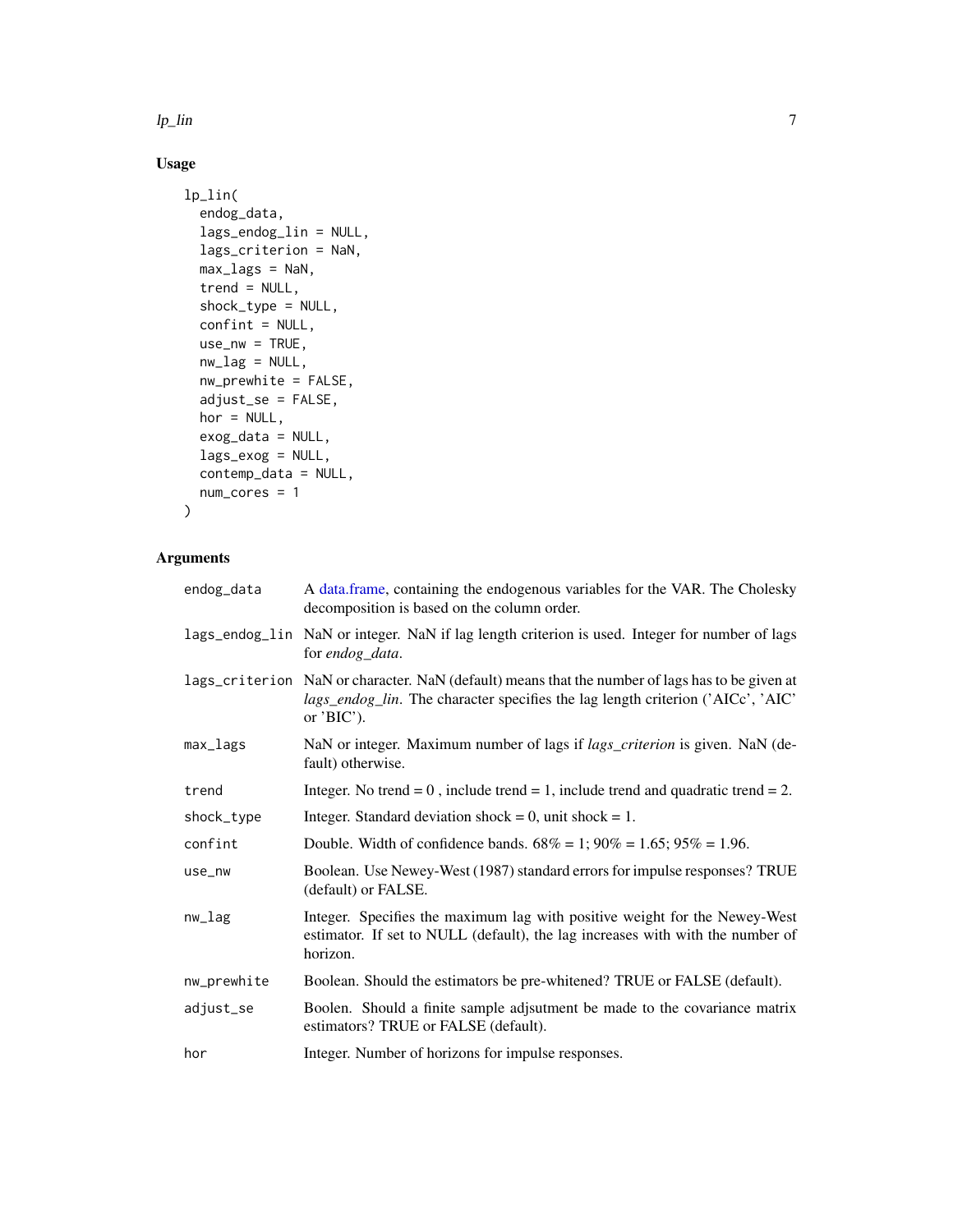## Usage

```
lp_lin(
  endog_data,
  lags_endog_lin = NULL,
  lags_criterion = NaN,
  max_lags = NaN,
  trend = NULL,
  shock_type = NULL,
  confint = NULL,
  use_nw = TRUE,
  nw_lag = NULL,
  nw_prewhite = FALSE,
  adjust_se = FALSE,
  hor = NULL,
  exog_data = NULL,
  lags_exog = NULL,
  contemp_data = NULL,
  num_cores = 1
)
```

## Arguments

| | |
|---|---|
| `endog_data` | A data.frame, containing the endogenous variables for the VAR. The Cholesky decomposition is based on the column order. |
| `lags_endog_lin` | NaN or integer. NaN if lag length criterion is used. Integer for number of lags for *endog_data*. |
| `lags_criterion` | NaN or character. NaN (default) means that the number of lags has to be given at *lags_endog_lin*. The character specifies the lag length criterion ('AICc', 'AIC' or 'BIC'). |
| `max_lags` | NaN or integer. Maximum number of lags if *lags_criterion* is given. NaN (default) otherwise. |
| `trend` | Integer. No trend = 0 , include trend = 1, include trend and quadratic trend = 2. |
| `shock_type` | Integer. Standard deviation shock = 0, unit shock = 1. |
| `confint` | Double. Width of confidence bands. 68% = 1; 90% = 1.65; 95% = 1.96. |
| `use_nw` | Boolean. Use Newey-West (1987) standard errors for impulse responses? TRUE (default) or FALSE. |
| `nw_lag` | Integer. Specifies the maximum lag with positive weight for the Newey-West estimator. If set to NULL (default), the lag increases with with the number of horizon. |
| `nw_prewhite` | Boolean. Should the estimators be pre-whitened? TRUE or FALSE (default). |
| `adjust_se` | Boolen. Should a finite sample adjsutment be made to the covariance matrix estimators? TRUE or FALSE (default). |
| `hor` | Integer. Number of horizons for impulse responses. |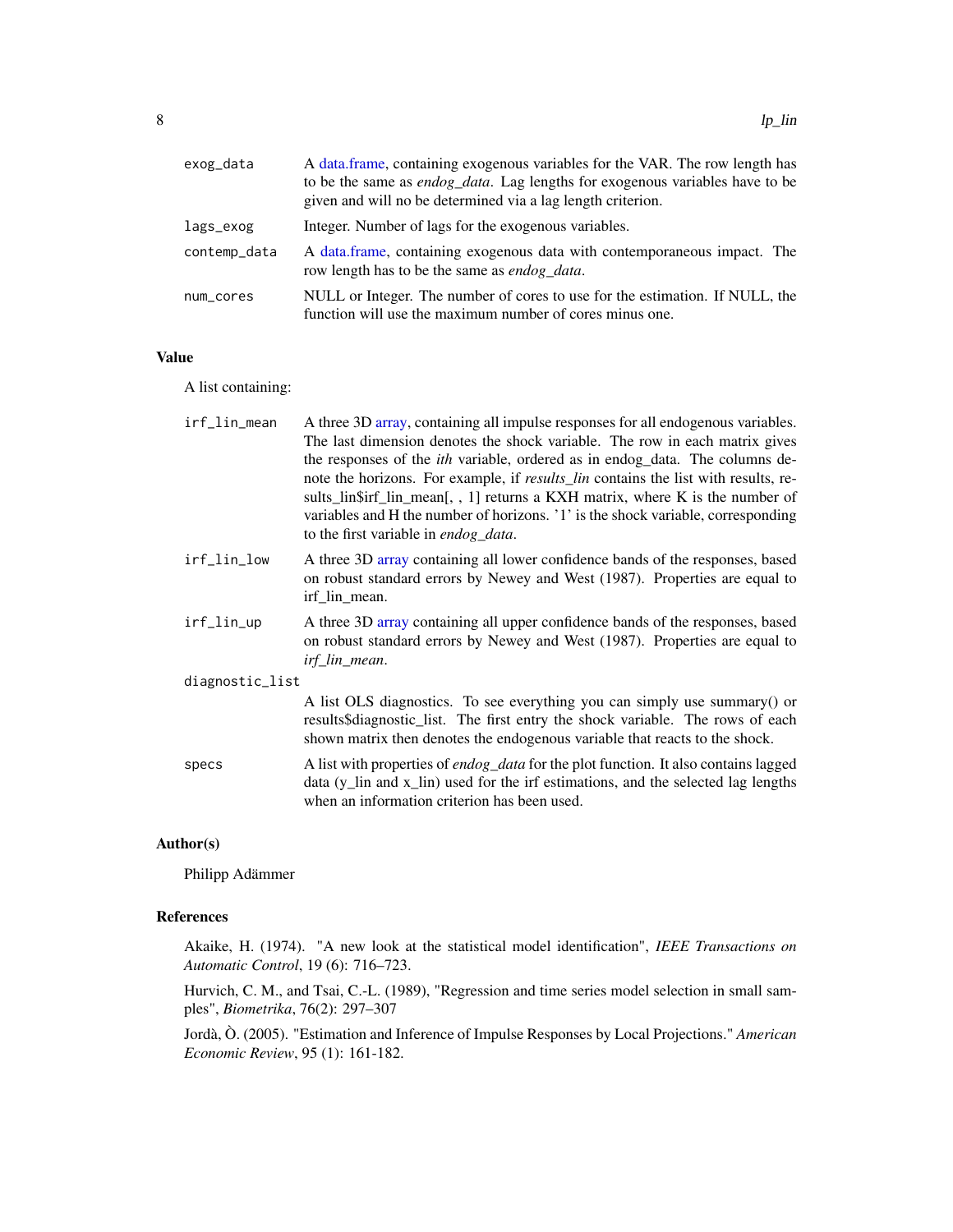exog_data
: A data.frame, containing exogenous variables for the VAR. The row length has to be the same as *endog_data*. Lag lengths for exogenous variables have to be given and will no be determined via a lag length criterion.

lags_exog
: Integer. Number of lags for the exogenous variables.

contemp_data
: A data.frame, containing exogenous data with contemporaneous impact. The row length has to be the same as *endog_data*.

num_cores
: NULL or Integer. The number of cores to use for the estimation. If NULL, the function will use the maximum number of cores minus one.

## Value

A list containing:

irf_lin_mean
: A three 3D array, containing all impulse responses for all endogenous variables. The last dimension denotes the shock variable. The row in each matrix gives the responses of the *ith* variable, ordered as in endog_data. The columns denote the horizons. For example, if *results_lin* contains the list with results, results_lin$irf_lin_mean[, , 1] returns a KXH matrix, where K is the number of variables and H the number of horizons. '1' is the shock variable, corresponding to the first variable in *endog_data*.

irf_lin_low
: A three 3D array containing all lower confidence bands of the responses, based on robust standard errors by Newey and West (1987). Properties are equal to irf_lin_mean.

irf_lin_up
: A three 3D array containing all upper confidence bands of the responses, based on robust standard errors by Newey and West (1987). Properties are equal to *irf_lin_mean*.

diagnostic_list
: A list OLS diagnostics. To see everything you can simply use summary() or results$diagnostic_list. The first entry the shock variable. The rows of each shown matrix then denotes the endogenous variable that reacts to the shock.

specs
: A list with properties of *endog_data* for the plot function. It also contains lagged data (y_lin and x_lin) used for the irf estimations, and the selected lag lengths when an information criterion has been used.

## Author(s)

Philipp Adämmer

## References

Akaike, H. (1974). "A new look at the statistical model identification", *IEEE Transactions on Automatic Control*, 19 (6): 716–723.

Hurvich, C. M., and Tsai, C.-L. (1989), "Regression and time series model selection in small samples", *Biometrika*, 76(2): 297–307

Jordà, Ò. (2005). "Estimation and Inference of Impulse Responses by Local Projections." *American Economic Review*, 95 (1): 161-182.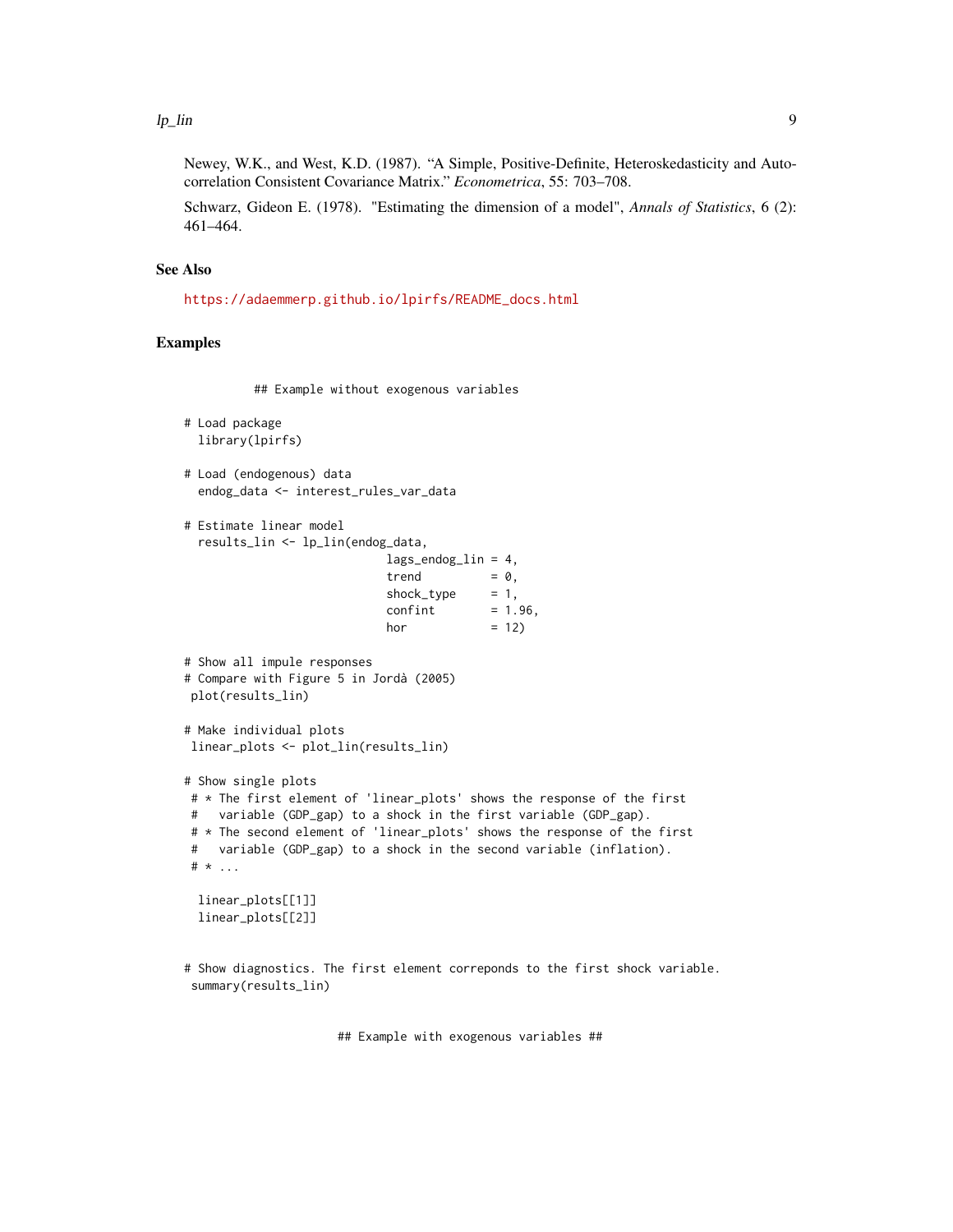Newey, W.K., and West, K.D. (1987). "A Simple, Positive-Definite, Heteroskedasticity and Autocorrelation Consistent Covariance Matrix." *Econometrica*, 55: 703–708.

Schwarz, Gideon E. (1978). "Estimating the dimension of a model", *Annals of Statistics*, 6 (2): 461–464.

### See Also

https://adaemmerp.github.io/lpirfs/README_docs.html

### Examples

```
          ## Example without exogenous variables

# Load package
  library(lpirfs)

# Load (endogenous) data
  endog_data <- interest_rules_var_data

# Estimate linear model
  results_lin <- lp_lin(endog_data,
                             lags_endog_lin = 4,
                             trend          = 0,
                             shock_type     = 1,
                             confint        = 1.96,
                             hor            = 12)

# Show all impule responses
# Compare with Figure 5 in Jordà (2005)
 plot(results_lin)

# Make individual plots
 linear_plots <- plot_lin(results_lin)

# Show single plots
 # * The first element of 'linear_plots' shows the response of the first
 #   variable (GDP_gap) to a shock in the first variable (GDP_gap).
 # * The second element of 'linear_plots' shows the response of the first
 #   variable (GDP_gap) to a shock in the second variable (inflation).
 # * ...

  linear_plots[[1]]
  linear_plots[[2]]


# Show diagnostics. The first element correponds to the first shock variable.
 summary(results_lin)


                        ## Example with exogenous variables ##
```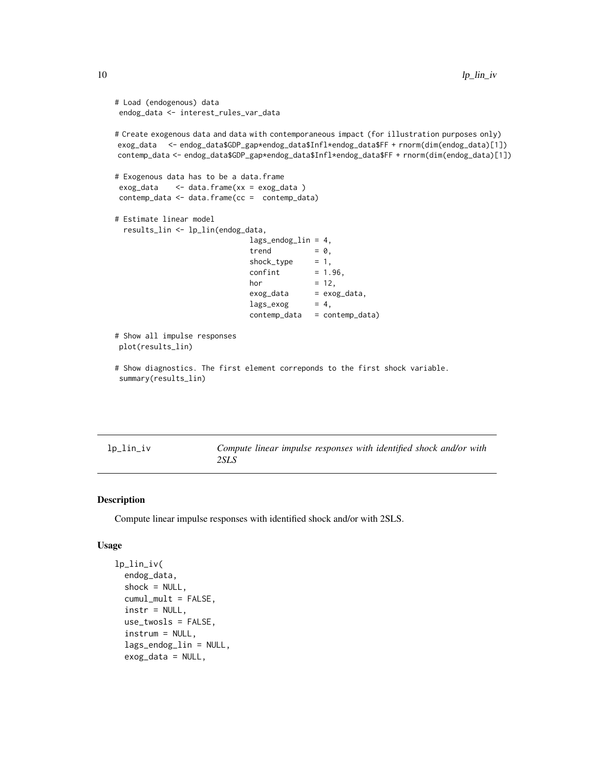```
# Load (endogenous) data
 endog_data <- interest_rules_var_data

# Create exogenous data and data with contemporaneous impact (for illustration purposes only)
 exog_data   <- endog_data$GDP_gap*endog_data$Infl*endog_data$FF + rnorm(dim(endog_data)[1])
 contemp_data <- endog_data$GDP_gap*endog_data$Infl*endog_data$FF + rnorm(dim(endog_data)[1])

# Exogenous data has to be a data.frame
 exog_data    <- data.frame(xx = exog_data )
 contemp_data <- data.frame(cc =  contemp_data)

# Estimate linear model
  results_lin <- lp_lin(endog_data,
                              lags_endog_lin = 4,
                              trend          = 0,
                              shock_type     = 1,
                              confint        = 1.96,
                              hor            = 12,
                              exog_data      = exog_data,
                              lags_exog      = 4,
                              contemp_data   = contemp_data)

# Show all impulse responses
 plot(results_lin)

# Show diagnostics. The first element correponds to the first shock variable.
 summary(results_lin)
```

---

## lp_lin_iv — *Compute linear impulse responses with identified shock and/or with 2SLS*

### Description

Compute linear impulse responses with identified shock and/or with 2SLS.

### Usage

```
lp_lin_iv(
  endog_data,
  shock = NULL,
  cumul_mult = FALSE,
  instr = NULL,
  use_twosls = FALSE,
  instrum = NULL,
  lags_endog_lin = NULL,
  exog_data = NULL,
```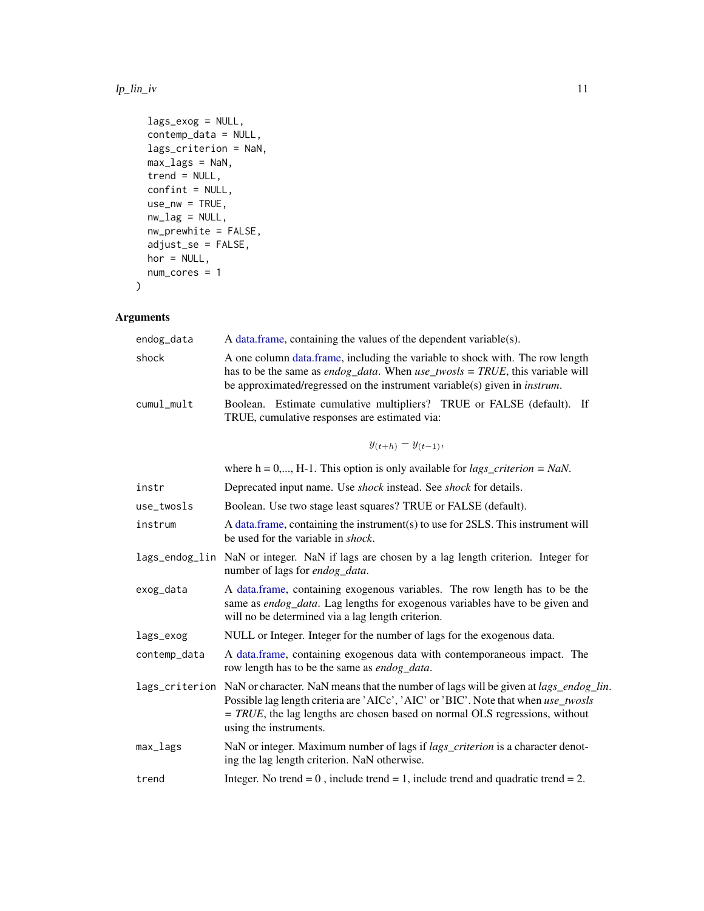```
  lags_exog = NULL,
  contemp_data = NULL,
  lags_criterion = NaN,
  max_lags = NaN,
  trend = NULL,
  confint = NULL,
  use_nw = TRUE,
  nw_lag = NULL,
  nw_prewhite = FALSE,
  adjust_se = FALSE,
  hor = NULL,
  num_cores = 1
)
```

## Arguments

| | |
|---|---|
| endog_data | A data.frame, containing the values of the dependent variable(s). |
| shock | A one column data.frame, including the variable to shock with. The row length has to be the same as *endog_data*. When *use_twosls = TRUE*, this variable will be approximated/regressed on the instrument variable(s) given in *instrum*. |
| cumul_mult | Boolean. Estimate cumulative multipliers? TRUE or FALSE (default). If TRUE, cumulative responses are estimated via: $$y_{(t+h)} - y_{(t-1)},$$ where h = 0,..., H-1. This option is only available for *lags_criterion = NaN*. |
| instr | Deprecated input name. Use *shock* instead. See *shock* for details. |
| use_twosls | Boolean. Use two stage least squares? TRUE or FALSE (default). |
| instrum | A data.frame, containing the instrument(s) to use for 2SLS. This instrument will be used for the variable in *shock*. |
| lags_endog_lin | NaN or integer. NaN if lags are chosen by a lag length criterion. Integer for number of lags for *endog_data*. |
| exog_data | A data.frame, containing exogenous variables. The row length has to be the same as *endog_data*. Lag lengths for exogenous variables have to be given and will no be determined via a lag length criterion. |
| lags_exog | NULL or Integer. Integer for the number of lags for the exogenous data. |
| contemp_data | A data.frame, containing exogenous data with contemporaneous impact. The row length has to be the same as *endog_data*. |
| lags_criterion | NaN or character. NaN means that the number of lags will be given at *lags_endog_lin*. Possible lag length criteria are 'AICc', 'AIC' or 'BIC'. Note that when *use_twosls = TRUE*, the lag lengths are chosen based on normal OLS regressions, without using the instruments. |
| max_lags | NaN or integer. Maximum number of lags if *lags_criterion* is a character denoting the lag length criterion. NaN otherwise. |
| trend | Integer. No trend = 0 , include trend = 1, include trend and quadratic trend = 2. |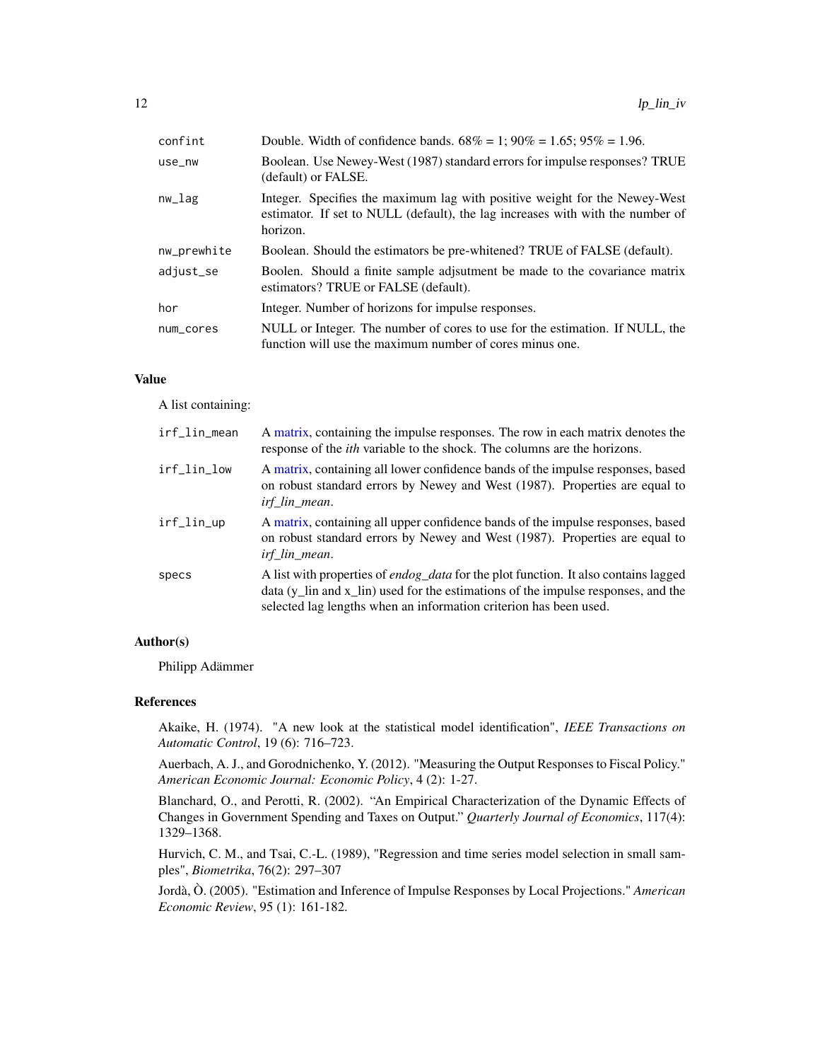| | |
|---|---|
| `confint` | Double. Width of confidence bands. 68% = 1; 90% = 1.65; 95% = 1.96. |
| `use_nw` | Boolean. Use Newey-West (1987) standard errors for impulse responses? TRUE (default) or FALSE. |
| `nw_lag` | Integer. Specifies the maximum lag with positive weight for the Newey-West estimator. If set to NULL (default), the lag increases with with the number of horizon. |
| `nw_prewhite` | Boolean. Should the estimators be pre-whitened? TRUE of FALSE (default). |
| `adjust_se` | Boolen. Should a finite sample adjsutment be made to the covariance matrix estimators? TRUE or FALSE (default). |
| `hor` | Integer. Number of horizons for impulse responses. |
| `num_cores` | NULL or Integer. The number of cores to use for the estimation. If NULL, the function will use the maximum number of cores minus one. |

### Value

A list containing:

| | |
|---|---|
| `irf_lin_mean` | A matrix, containing the impulse responses. The row in each matrix denotes the response of the *ith* variable to the shock. The columns are the horizons. |
| `irf_lin_low` | A matrix, containing all lower confidence bands of the impulse responses, based on robust standard errors by Newey and West (1987). Properties are equal to *irf_lin_mean*. |
| `irf_lin_up` | A matrix, containing all upper confidence bands of the impulse responses, based on robust standard errors by Newey and West (1987). Properties are equal to *irf_lin_mean*. |
| `specs` | A list with properties of *endog_data* for the plot function. It also contains lagged data (y_lin and x_lin) used for the estimations of the impulse responses, and the selected lag lengths when an information criterion has been used. |

### Author(s)

Philipp Adämmer

### References

Akaike, H. (1974). "A new look at the statistical model identification", *IEEE Transactions on Automatic Control*, 19 (6): 716–723.

Auerbach, A. J., and Gorodnichenko, Y. (2012). "Measuring the Output Responses to Fiscal Policy." *American Economic Journal: Economic Policy*, 4 (2): 1-27.

Blanchard, O., and Perotti, R. (2002). "An Empirical Characterization of the Dynamic Effects of Changes in Government Spending and Taxes on Output." *Quarterly Journal of Economics*, 117(4): 1329–1368.

Hurvich, C. M., and Tsai, C.-L. (1989), "Regression and time series model selection in small samples", *Biometrika*, 76(2): 297–307

Jordà, Ò. (2005). "Estimation and Inference of Impulse Responses by Local Projections." *American Economic Review*, 95 (1): 161-182.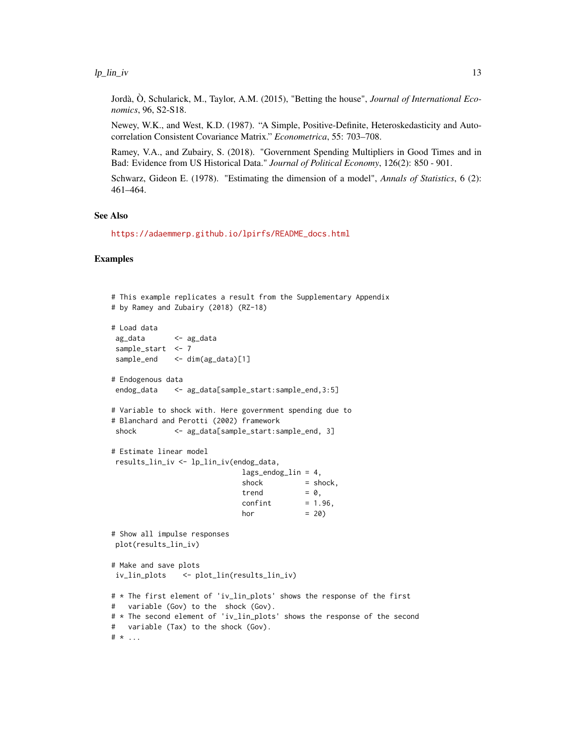Jordà, Ò, Schularick, M., Taylor, A.M. (2015), "Betting the house", *Journal of International Economics*, 96, S2-S18.

Newey, W.K., and West, K.D. (1987). "A Simple, Positive-Definite, Heteroskedasticity and Autocorrelation Consistent Covariance Matrix." *Econometrica*, 55: 703–708.

Ramey, V.A., and Zubairy, S. (2018). "Government Spending Multipliers in Good Times and in Bad: Evidence from US Historical Data." *Journal of Political Economy*, 126(2): 850 - 901.

Schwarz, Gideon E. (1978). "Estimating the dimension of a model", *Annals of Statistics*, 6 (2): 461–464.

## See Also

https://adaemmerp.github.io/lpirfs/README_docs.html

## Examples

```
# This example replicates a result from the Supplementary Appendix
# by Ramey and Zubairy (2018) (RZ-18)

# Load data
 ag_data       <- ag_data
 sample_start  <- 7
 sample_end    <- dim(ag_data)[1]

# Endogenous data
 endog_data    <- ag_data[sample_start:sample_end,3:5]

# Variable to shock with. Here government spending due to
# Blanchard and Perotti (2002) framework
 shock         <- ag_data[sample_start:sample_end, 3]

# Estimate linear model
 results_lin_iv <- lp_lin_iv(endog_data,
                              lags_endog_lin = 4,
                              shock          = shock,
                              trend          = 0,
                              confint        = 1.96,
                              hor            = 20)

# Show all impulse responses
 plot(results_lin_iv)

# Make and save plots
 iv_lin_plots    <- plot_lin(results_lin_iv)

# * The first element of 'iv_lin_plots' shows the response of the first
#   variable (Gov) to the  shock (Gov).
# * The second element of 'iv_lin_plots' shows the response of the second
#   variable (Tax) to the shock (Gov).
# * ...
```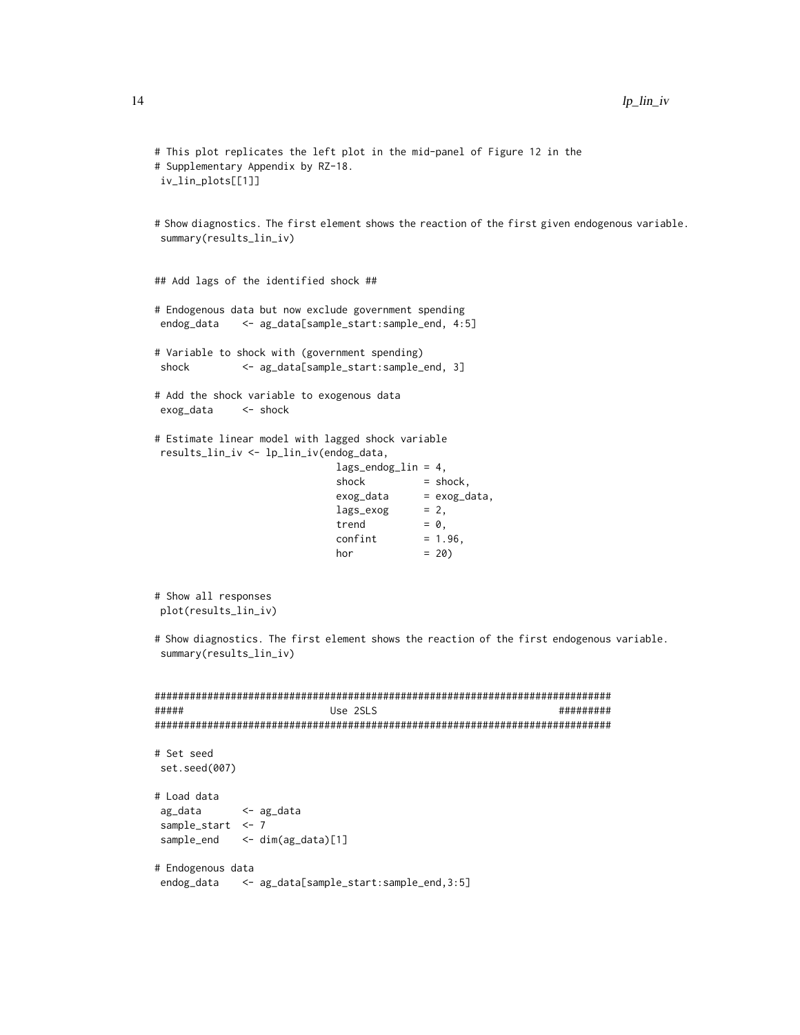```
# This plot replicates the left plot in the mid-panel of Figure 12 in the
# Supplementary Appendix by RZ-18.
 iv_lin_plots[[1]]


# Show diagnostics. The first element shows the reaction of the first given endogenous variable.
 summary(results_lin_iv)


## Add lags of the identified shock ##

# Endogenous data but now exclude government spending
 endog_data    <- ag_data[sample_start:sample_end, 4:5]

# Variable to shock with (government spending)
 shock         <- ag_data[sample_start:sample_end, 3]

# Add the shock variable to exogenous data
 exog_data     <- shock

# Estimate linear model with lagged shock variable
 results_lin_iv <- lp_lin_iv(endog_data,
                              lags_endog_lin = 4,
                              shock          = shock,
                              exog_data      = exog_data,
                              lags_exog      = 2,
                              trend          = 0,
                              confint        = 1.96,
                              hor            = 20)


# Show all responses
 plot(results_lin_iv)

# Show diagnostics. The first element shows the reaction of the first endogenous variable.
 summary(results_lin_iv)


##############################################################################
#####                         Use 2SLS                               #########
##############################################################################

# Set seed
 set.seed(007)

# Load data
 ag_data       <- ag_data
 sample_start  <- 7
 sample_end    <- dim(ag_data)[1]

# Endogenous data
 endog_data    <- ag_data[sample_start:sample_end,3:5]
```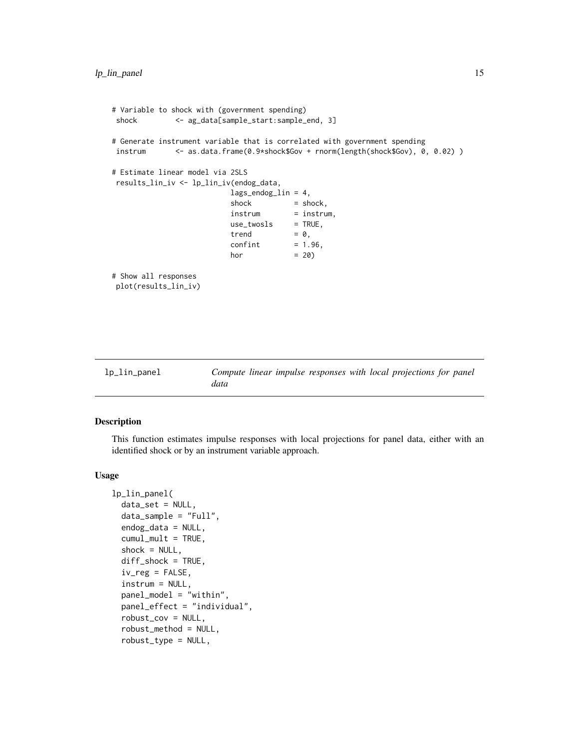```
# Variable to shock with (government spending)
 shock         <- ag_data[sample_start:sample_end, 3]

# Generate instrument variable that is correlated with government spending
 instrum       <- as.data.frame(0.9*shock$Gov + rnorm(length(shock$Gov), 0, 0.02) )

# Estimate linear model via 2SLS
 results_lin_iv <- lp_lin_iv(endog_data,
                            lags_endog_lin = 4,
                            shock          = shock,
                            instrum        = instrum,
                            use_twosls     = TRUE,
                            trend          = 0,
                            confint        = 1.96,
                            hor            = 20)

# Show all responses
 plot(results_lin_iv)
```

---

lp_lin_panel — *Compute linear impulse responses with local projections for panel data*

---

## Description

This function estimates impulse responses with local projections for panel data, either with an identified shock or by an instrument variable approach.

## Usage

```
lp_lin_panel(
  data_set = NULL,
  data_sample = "Full",
  endog_data = NULL,
  cumul_mult = TRUE,
  shock = NULL,
  diff_shock = TRUE,
  iv_reg = FALSE,
  instrum = NULL,
  panel_model = "within",
  panel_effect = "individual",
  robust_cov = NULL,
  robust_method = NULL,
  robust_type = NULL,
```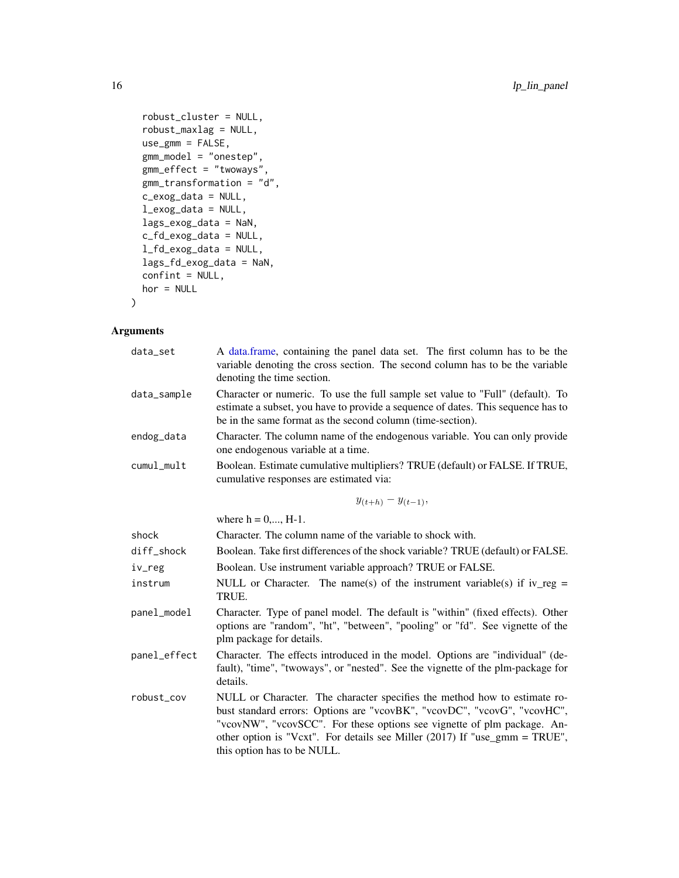```
  robust_cluster = NULL,
  robust_maxlag = NULL,
  use_gmm = FALSE,
  gmm_model = "onestep",
  gmm_effect = "twoways",
  gmm_transformation = "d",
  c_exog_data = NULL,
  l_exog_data = NULL,
  lags_exog_data = NaN,
  c_fd_exog_data = NULL,
  l_fd_exog_data = NULL,
  lags_fd_exog_data = NaN,
  confint = NULL,
  hor = NULL
)
```

## Arguments

| Argument | Description |
|---|---|
| `data_set` | A data.frame, containing the panel data set. The first column has to be the variable denoting the cross section. The second column has to be the variable denoting the time section. |
| `data_sample` | Character or numeric. To use the full sample set value to "Full" (default). To estimate a subset, you have to provide a sequence of dates. This sequence has to be in the same format as the second column (time-section). |
| `endog_data` | Character. The column name of the endogenous variable. You can only provide one endogenous variable at a time. |
| `cumul_mult` | Boolean. Estimate cumulative multipliers? TRUE (default) or FALSE. If TRUE, cumulative responses are estimated via: $$y_{(t+h)} - y_{(t-1)},$$ where h = 0,..., H-1. |
| `shock` | Character. The column name of the variable to shock with. |
| `diff_shock` | Boolean. Take first differences of the shock variable? TRUE (default) or FALSE. |
| `iv_reg` | Boolean. Use instrument variable approach? TRUE or FALSE. |
| `instrum` | NULL or Character. The name(s) of the instrument variable(s) if iv_reg = TRUE. |
| `panel_model` | Character. Type of panel model. The default is "within" (fixed effects). Other options are "random", "ht", "between", "pooling" or "fd". See vignette of the plm package for details. |
| `panel_effect` | Character. The effects introduced in the model. Options are "individual" (default), "time", "twoways", or "nested". See the vignette of the plm-package for details. |
| `robust_cov` | NULL or Character. The character specifies the method how to estimate robust standard errors: Options are "vcovBK", "vcovDC", "vcovG", "vcovHC", "vcovNW", "vcovSCC". For these options see vignette of plm package. Another option is "Vcxt". For details see Miller (2017) If "use_gmm = TRUE", this option has to be NULL. |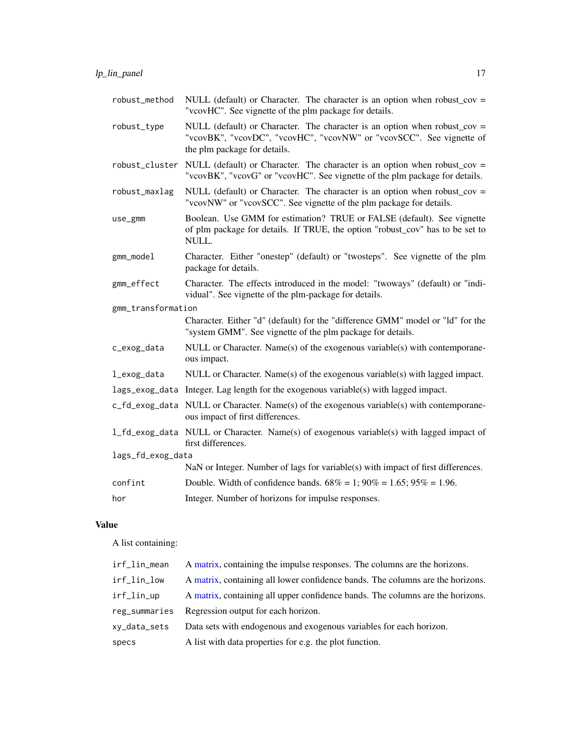| | |
|---|---|
| robust_method | NULL (default) or Character. The character is an option when robust_cov = "vcovHC". See vignette of the plm package for details. |
| robust_type | NULL (default) or Character. The character is an option when robust_cov = "vcovBK", "vcovDC", "vcovHC", "vcovNW" or "vcovSCC". See vignette of the plm package for details. |
| robust_cluster | NULL (default) or Character. The character is an option when robust_cov = "vcovBK", "vcovG" or "vcovHC". See vignette of the plm package for details. |
| robust_maxlag | NULL (default) or Character. The character is an option when robust_cov = "vcovNW" or "vcovSCC". See vignette of the plm package for details. |
| use_gmm | Boolean. Use GMM for estimation? TRUE or FALSE (default). See vignette of plm package for details. If TRUE, the option "robust_cov" has to be set to NULL. |
| gmm_model | Character. Either "onestep" (default) or "twosteps". See vignette of the plm package for details. |
| gmm_effect | Character. The effects introduced in the model: "twoways" (default) or "individual". See vignette of the plm-package for details. |
| gmm_transformation | Character. Either "d" (default) for the "difference GMM" model or "ld" for the "system GMM". See vignette of the plm package for details. |
| c_exog_data | NULL or Character. Name(s) of the exogenous variable(s) with contemporaneous impact. |
| l_exog_data | NULL or Character. Name(s) of the exogenous variable(s) with lagged impact. |
| lags_exog_data | Integer. Lag length for the exogenous variable(s) with lagged impact. |
| c_fd_exog_data | NULL or Character. Name(s) of the exogenous variable(s) with contemporaneous impact of first differences. |
| l_fd_exog_data | NULL or Character. Name(s) of exogenous variable(s) with lagged impact of first differences. |
| lags_fd_exog_data | NaN or Integer. Number of lags for variable(s) with impact of first differences. |
| confint | Double. Width of confidence bands. 68% = 1; 90% = 1.65; 95% = 1.96. |
| hor | Integer. Number of horizons for impulse responses. |

## Value

A list containing:

| | |
|---|---|
| irf_lin_mean | A matrix, containing the impulse responses. The columns are the horizons. |
| irf_lin_low | A matrix, containing all lower confidence bands. The columns are the horizons. |
| irf_lin_up | A matrix, containing all upper confidence bands. The columns are the horizons. |
| reg_summaries | Regression output for each horizon. |
| xy_data_sets | Data sets with endogenous and exogenous variables for each horizon. |
| specs | A list with data properties for e.g. the plot function. |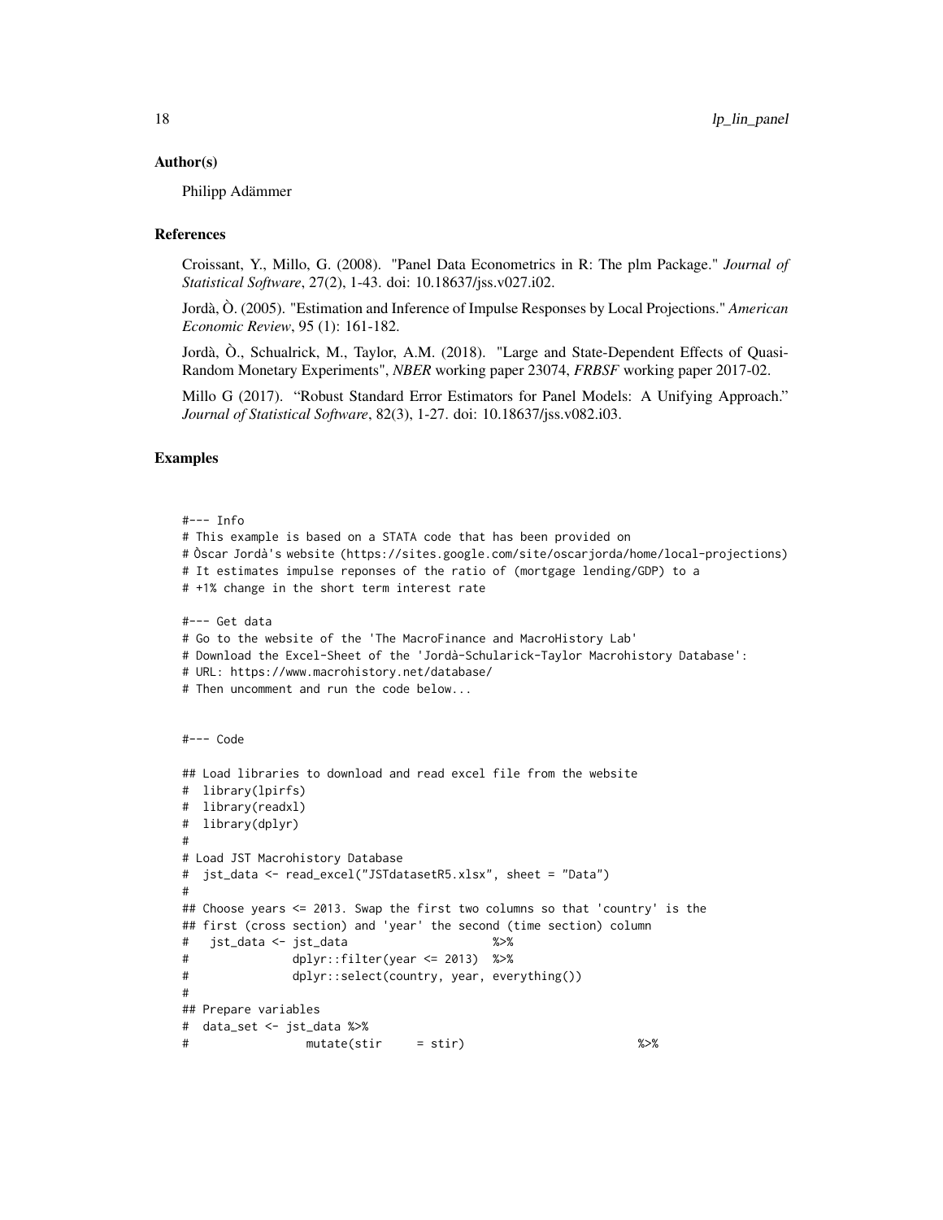### Author(s)

Philipp Adämmer

### References

Croissant, Y., Millo, G. (2008). "Panel Data Econometrics in R: The plm Package." *Journal of Statistical Software*, 27(2), 1-43. doi: 10.18637/jss.v027.i02.

Jordà, Ò. (2005). "Estimation and Inference of Impulse Responses by Local Projections." *American Economic Review*, 95 (1): 161-182.

Jordà, Ò., Schualrick, M., Taylor, A.M. (2018). "Large and State-Dependent Effects of Quasi-Random Monetary Experiments", *NBER* working paper 23074, *FRBSF* working paper 2017-02.

Millo G (2017). "Robust Standard Error Estimators for Panel Models: A Unifying Approach." *Journal of Statistical Software*, 82(3), 1-27. doi: 10.18637/jss.v082.i03.

### Examples

```
#--- Info
# This example is based on a STATA code that has been provided on
# Òscar Jordà's website (https://sites.google.com/site/oscarjorda/home/local-projections)
# It estimates impulse reponses of the ratio of (mortgage lending/GDP) to a
# +1% change in the short term interest rate

#--- Get data
# Go to the website of the 'The MacroFinance and MacroHistory Lab'
# Download the Excel-Sheet of the 'Jordà-Schularick-Taylor Macrohistory Database':
# URL: https://www.macrohistory.net/database/
# Then uncomment and run the code below...


#--- Code

## Load libraries to download and read excel file from the website
#  library(lpirfs)
#  library(readxl)
#  library(dplyr)
#
# Load JST Macrohistory Database
#  jst_data <- read_excel("JSTdatasetR5.xlsx", sheet = "Data")
#
## Choose years <= 2013. Swap the first two columns so that 'country' is the
## first (cross section) and 'year' the second (time section) column
#   jst_data <- jst_data                    %>%
#               dplyr::filter(year <= 2013)  %>%
#               dplyr::select(country, year, everything())
#
## Prepare variables
#  data_set <- jst_data %>%
#                 mutate(stir     = stir)                         %>%
```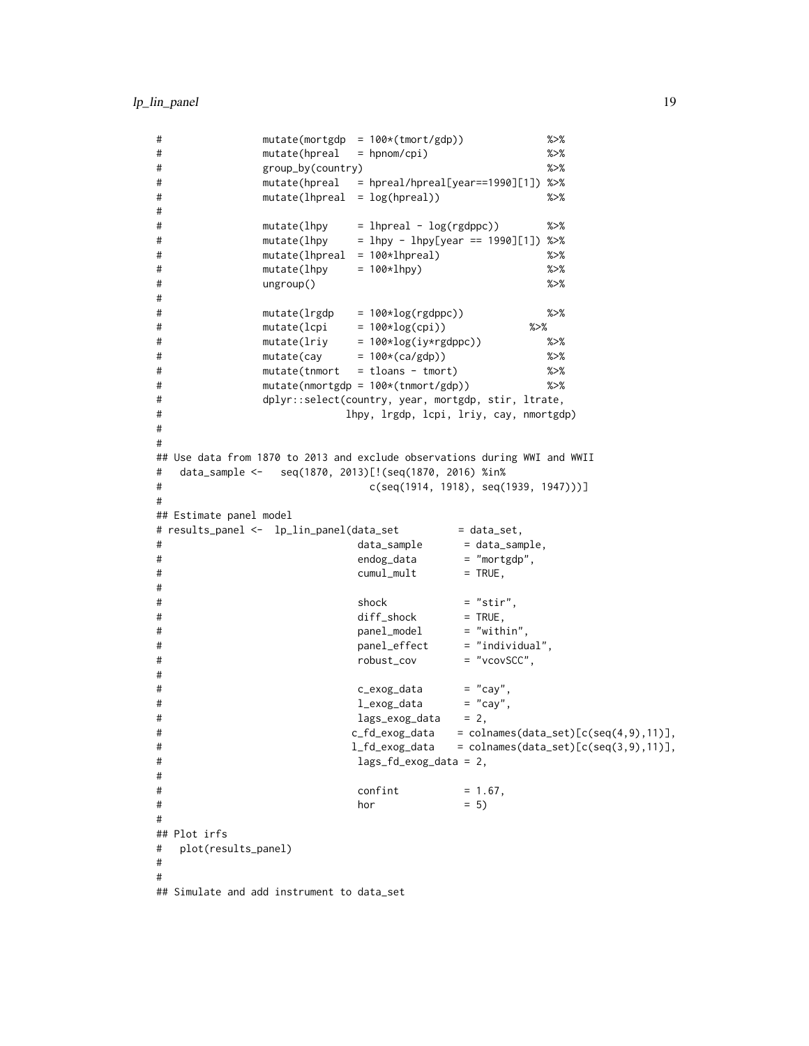```
#                 mutate(mortgdp  = 100*(tmort/gdp))              %>%
#                 mutate(hpreal   = hpnom/cpi)                    %>%
#                 group_by(country)                               %>%
#                 mutate(hpreal   = hpreal/hpreal[year==1990][1]) %>%
#                 mutate(lhpreal  = log(hpreal))                  %>%
#
#                 mutate(lhpy     = lhpreal - log(rgdppc))        %>%
#                 mutate(lhpy     = lhpy - lhpy[year == 1990][1]) %>%
#                 mutate(lhpreal  = 100*lhpreal)                  %>%
#                 mutate(lhpy     = 100*lhpy)                     %>%
#                 ungroup()                                       %>%
#
#                 mutate(lrgdp    = 100*log(rgdppc))              %>%
#                 mutate(lcpi     = 100*log(cpi))              %>%
#                 mutate(lriy     = 100*log(iy*rgdppc))           %>%
#                 mutate(cay      = 100*(ca/gdp))                 %>%
#                 mutate(tnmort   = tloans - tmort)               %>%
#                 mutate(nmortgdp = 100*(tnmort/gdp))             %>%
#                 dplyr::select(country, year, mortgdp, stir, ltrate,
#                               lhpy, lrgdp, lcpi, lriy, cay, nmortgdp)
#
#
## Use data from 1870 to 2013 and exclude observations during WWI and WWII
#   data_sample <-   seq(1870, 2013)[!(seq(1870, 2016) %in%
#                                  c(seq(1914, 1918), seq(1939, 1947)))]
#
## Estimate panel model
# results_panel <-  lp_lin_panel(data_set          = data_set,
#                                 data_sample       = data_sample,
#                                 endog_data        = "mortgdp",
#                                 cumul_mult        = TRUE,
#
#                                 shock             = "stir",
#                                 diff_shock        = TRUE,
#                                 panel_model       = "within",
#                                 panel_effect      = "individual",
#                                 robust_cov        = "vcovSCC",
#
#                                 c_exog_data       = "cay",
#                                 l_exog_data       = "cay",
#                                 lags_exog_data    = 2,
#                                c_fd_exog_data    = colnames(data_set)[c(seq(4,9),11)],
#                                l_fd_exog_data    = colnames(data_set)[c(seq(3,9),11)],
#                                 lags_fd_exog_data = 2,
#
#                                 confint           = 1.67,
#                                 hor               = 5)
#
## Plot irfs
#   plot(results_panel)
#
#
## Simulate and add instrument to data_set
```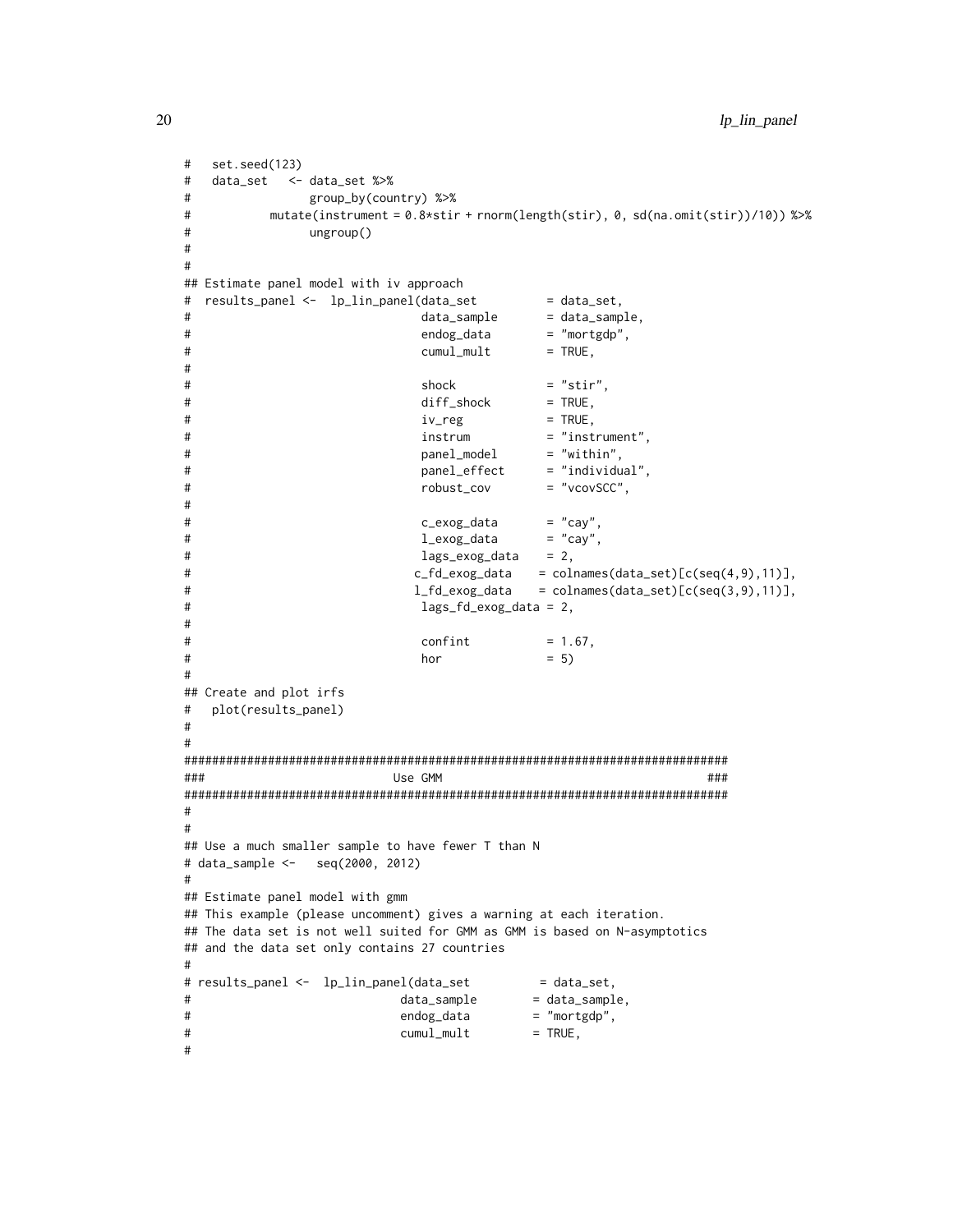```
#   set.seed(123)
#   data_set   <- data_set %>%
#                 group_by(country) %>%
#           mutate(instrument = 0.8*stir + rnorm(length(stir), 0, sd(na.omit(stir))/10)) %>%
#                 ungroup()
#
#
## Estimate panel model with iv approach
#  results_panel <-  lp_lin_panel(data_set          = data_set,
#                                 data_sample       = data_sample,
#                                 endog_data        = "mortgdp",
#                                 cumul_mult        = TRUE,
#
#                                 shock             = "stir",
#                                 diff_shock        = TRUE,
#                                 iv_reg            = TRUE,
#                                 instrum           = "instrument",
#                                 panel_model       = "within",
#                                 panel_effect      = "individual",
#                                 robust_cov        = "vcovSCC",
#
#                                 c_exog_data       = "cay",
#                                 l_exog_data       = "cay",
#                                 lags_exog_data    = 2,
#                                c_fd_exog_data    = colnames(data_set)[c(seq(4,9),11)],
#                                l_fd_exog_data    = colnames(data_set)[c(seq(3,9),11)],
#                                 lags_fd_exog_data = 2,
#
#                                 confint           = 1.67,
#                                 hor               = 5)
#
## Create and plot irfs
#   plot(results_panel)
#
#
##############################################################################
###                           Use GMM                                      ###
##############################################################################
#
#
## Use a much smaller sample to have fewer T than N
# data_sample <-   seq(2000, 2012)
#
## Estimate panel model with gmm
## This example (please uncomment) gives a warning at each iteration.
## The data set is not well suited for GMM as GMM is based on N-asymptotics
## and the data set only contains 27 countries
#
# results_panel <-  lp_lin_panel(data_set          = data_set,
#                              data_sample        = data_sample,
#                              endog_data         = "mortgdp",
#                              cumul_mult         = TRUE,
#
```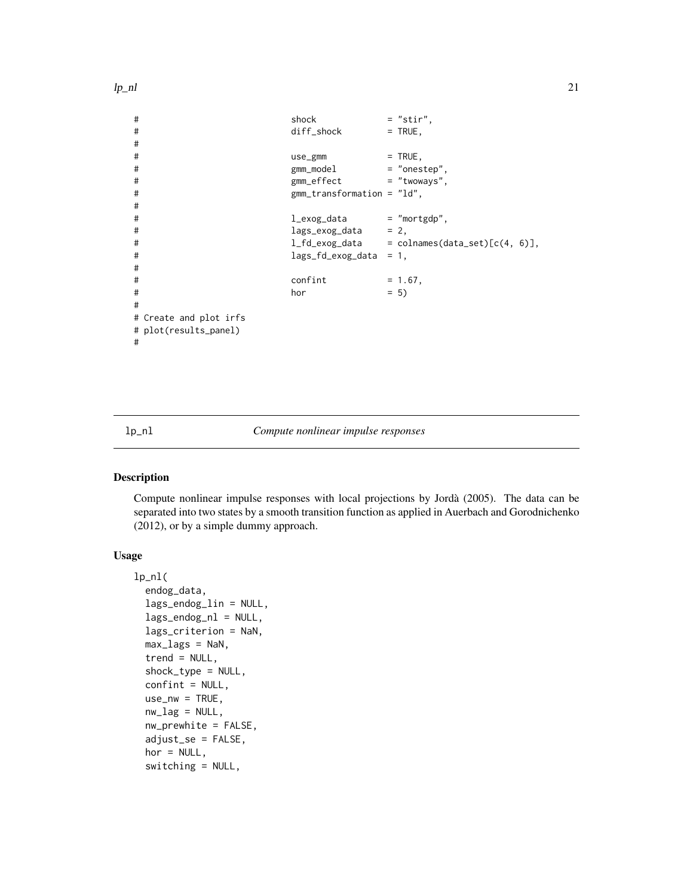```
#                              shock             = "stir",
#                              diff_shock        = TRUE,
#
#                              use_gmm           = TRUE,
#                              gmm_model         = "onestep",
#                              gmm_effect        = "twoways",
#                              gmm_transformation = "ld",
#
#                              l_exog_data       = "mortgdp",
#                              lags_exog_data    = 2,
#                              l_fd_exog_data    = colnames(data_set)[c(4, 6)],
#                              lags_fd_exog_data = 1,
#
#                              confint           = 1.67,
#                              hor               = 5)
#
# Create and plot irfs
# plot(results_panel)
#
```

## lp_nl — *Compute nonlinear impulse responses*

### Description

Compute nonlinear impulse responses with local projections by Jordà (2005). The data can be separated into two states by a smooth transition function as applied in Auerbach and Gorodnichenko (2012), or by a simple dummy approach.

### Usage

```
lp_nl(
  endog_data,
  lags_endog_lin = NULL,
  lags_endog_nl = NULL,
  lags_criterion = NaN,
  max_lags = NaN,
  trend = NULL,
  shock_type = NULL,
  confint = NULL,
  use_nw = TRUE,
  nw_lag = NULL,
  nw_prewhite = FALSE,
  adjust_se = FALSE,
  hor = NULL,
  switching = NULL,
```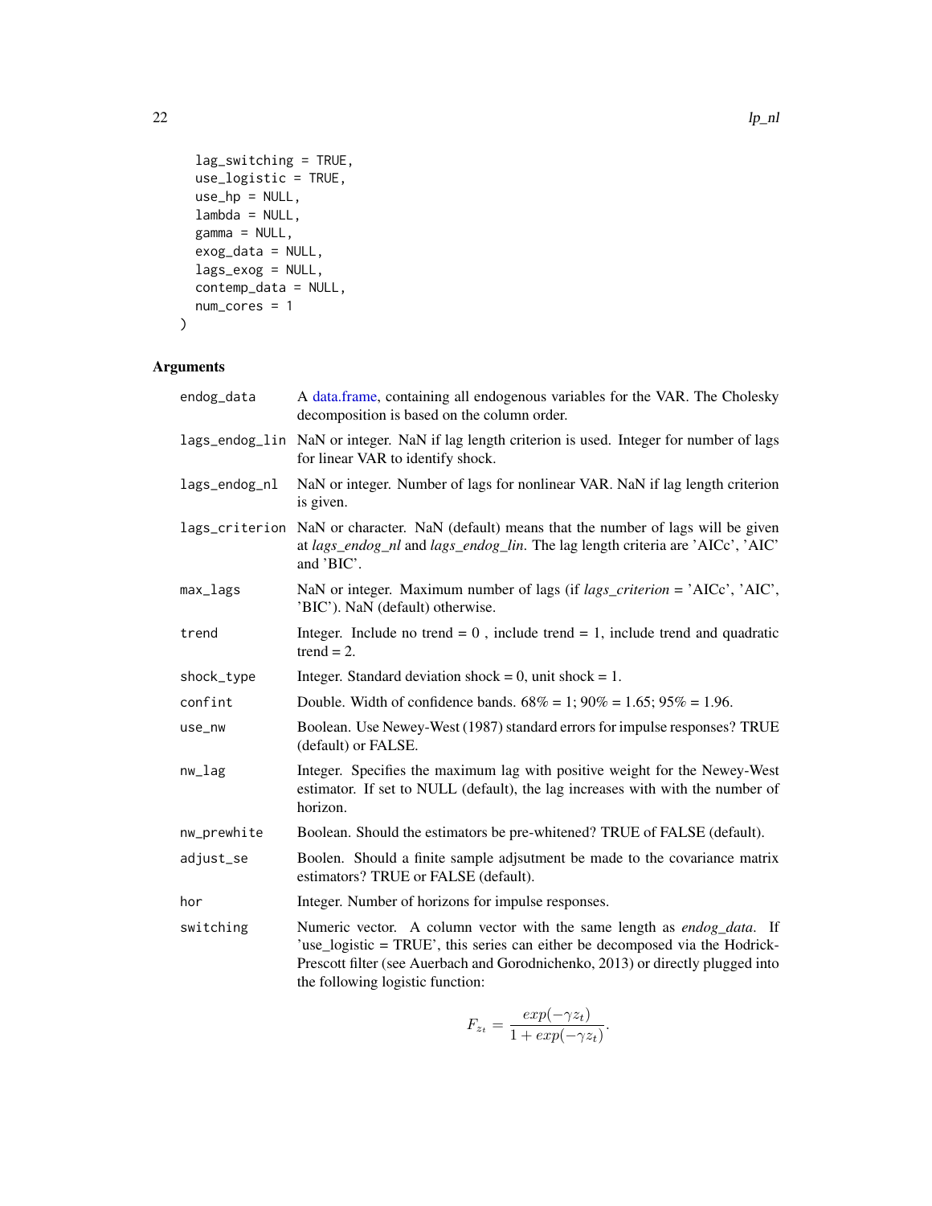```
  lag_switching = TRUE,
  use_logistic = TRUE,
  use_hp = NULL,
  lambda = NULL,
  gamma = NULL,
  exog_data = NULL,
  lags_exog = NULL,
  contemp_data = NULL,
  num_cores = 1
)
```

## Arguments

| | |
|---|---|
| `endog_data` | A data.frame, containing all endogenous variables for the VAR. The Cholesky decomposition is based on the column order. |
| `lags_endog_lin` | NaN or integer. NaN if lag length criterion is used. Integer for number of lags for linear VAR to identify shock. |
| `lags_endog_nl` | NaN or integer. Number of lags for nonlinear VAR. NaN if lag length criterion is given. |
| `lags_criterion` | NaN or character. NaN (default) means that the number of lags will be given at *lags_endog_nl* and *lags_endog_lin*. The lag length criteria are 'AICc', 'AIC' and 'BIC'. |
| `max_lags` | NaN or integer. Maximum number of lags (if *lags_criterion* = 'AICc', 'AIC', 'BIC'). NaN (default) otherwise. |
| `trend` | Integer. Include no trend = 0 , include trend = 1, include trend and quadratic trend = 2. |
| `shock_type` | Integer. Standard deviation shock = 0, unit shock = 1. |
| `confint` | Double. Width of confidence bands. 68% = 1; 90% = 1.65; 95% = 1.96. |
| `use_nw` | Boolean. Use Newey-West (1987) standard errors for impulse responses? TRUE (default) or FALSE. |
| `nw_lag` | Integer. Specifies the maximum lag with positive weight for the Newey-West estimator. If set to NULL (default), the lag increases with with the number of horizon. |
| `nw_prewhite` | Boolean. Should the estimators be pre-whitened? TRUE of FALSE (default). |
| `adjust_se` | Boolen. Should a finite sample adjsutment be made to the covariance matrix estimators? TRUE or FALSE (default). |
| `hor` | Integer. Number of horizons for impulse responses. |
| `switching` | Numeric vector. A column vector with the same length as *endog_data*. If 'use_logistic = TRUE', this series can either be decomposed via the Hodrick-Prescott filter (see Auerbach and Gorodnichenko, 2013) or directly plugged into the following logistic function: $$F_{z_t} = \frac{exp(-\gamma z_t)}{1 + exp(-\gamma z_t)}.$$ |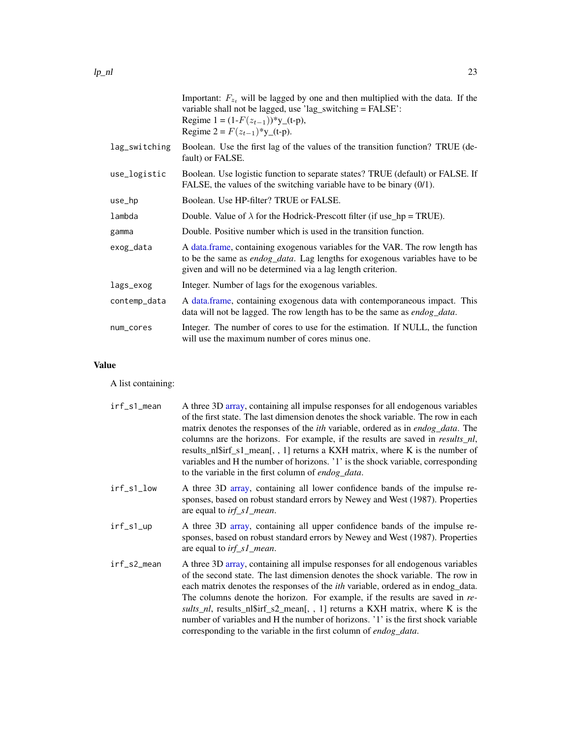Important: $F_{z_t}$ will be lagged by one and then multiplied with the data. If the variable shall not be lagged, use 'lag_switching = FALSE':
Regime 1 = (1-$F(z_{t-1})$)*y_(t-p),
Regime 2 = $F(z_{t-1})$*y_(t-p).

`lag_switching` Boolean. Use the first lag of the values of the transition function? TRUE (default) or FALSE.

`use_logistic` Boolean. Use logistic function to separate states? TRUE (default) or FALSE. If FALSE, the values of the switching variable have to be binary (0/1).

`use_hp` Boolean. Use HP-filter? TRUE or FALSE.

`lambda` Double. Value of $\lambda$ for the Hodrick-Prescott filter (if use_hp = TRUE).

`gamma` Double. Positive number which is used in the transition function.

`exog_data` A data.frame, containing exogenous variables for the VAR. The row length has to be the same as *endog_data*. Lag lengths for exogenous variables have to be given and will no be determined via a lag length criterion.

`lags_exog` Integer. Number of lags for the exogenous variables.

`contemp_data` A data.frame, containing exogenous data with contemporaneous impact. This data will not be lagged. The row length has to be the same as *endog_data*.

`num_cores` Integer. The number of cores to use for the estimation. If NULL, the function will use the maximum number of cores minus one.

## Value

A list containing:

`irf_s1_mean` A three 3D array, containing all impulse responses for all endogenous variables of the first state. The last dimension denotes the shock variable. The row in each matrix denotes the responses of the *ith* variable, ordered as in *endog_data*. The columns are the horizons. For example, if the results are saved in *results_nl*, results_nl$irf_s1_mean[, , 1] returns a KXH matrix, where K is the number of variables and H the number of horizons. '1' is the shock variable, corresponding to the variable in the first column of *endog_data*.

`irf_s1_low` A three 3D array, containing all lower confidence bands of the impulse responses, based on robust standard errors by Newey and West (1987). Properties are equal to *irf_s1_mean*.

`irf_s1_up` A three 3D array, containing all upper confidence bands of the impulse responses, based on robust standard errors by Newey and West (1987). Properties are equal to *irf_s1_mean*.

`irf_s2_mean` A three 3D array, containing all impulse responses for all endogenous variables of the second state. The last dimension denotes the shock variable. The row in each matrix denotes the responses of the *ith* variable, ordered as in endog_data. The columns denote the horizon. For example, if the results are saved in *results_nl*, results_nl$irf_s2_mean[, , 1] returns a KXH matrix, where K is the number of variables and H the number of horizons. '1' is the first shock variable corresponding to the variable in the first column of *endog_data*.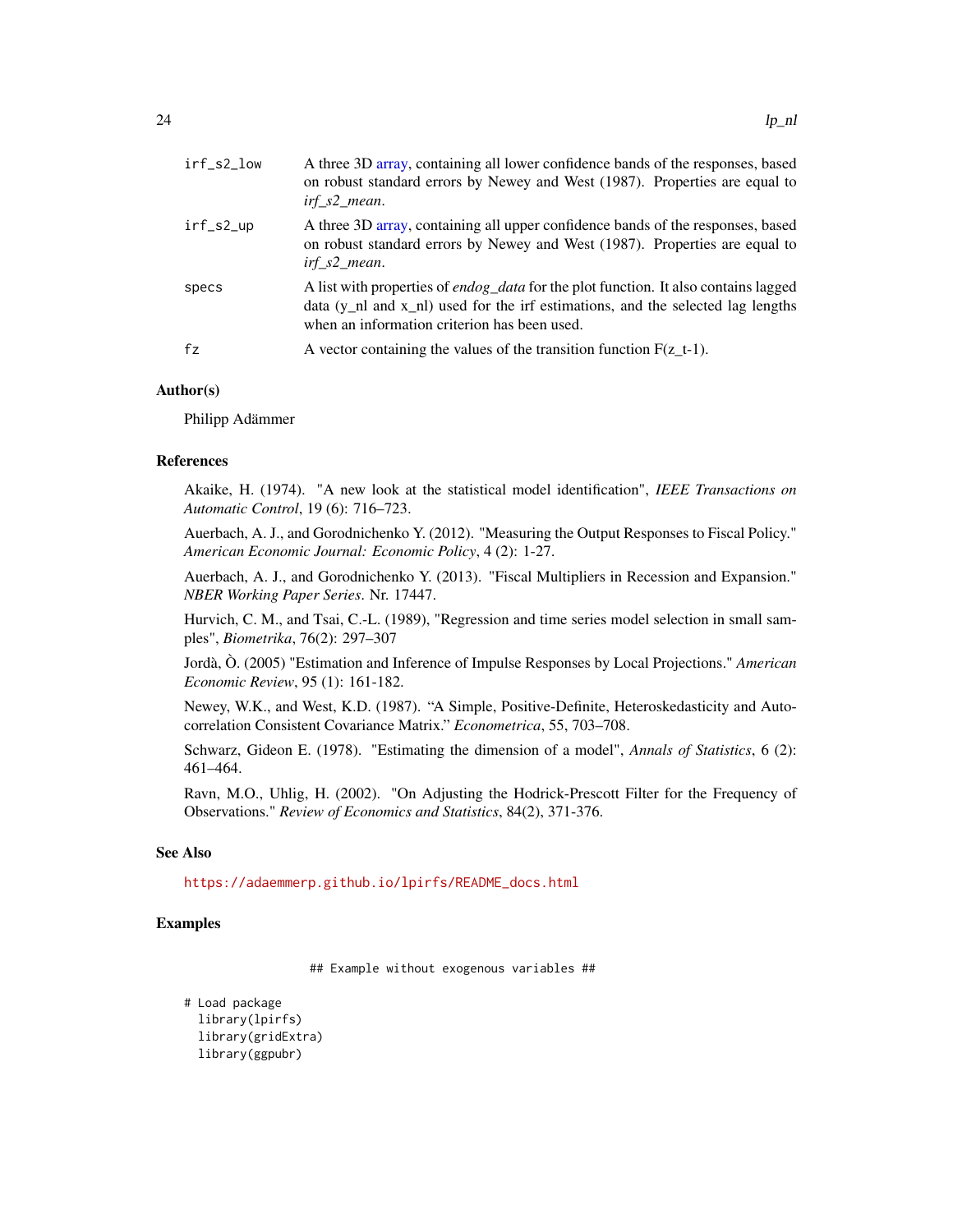irf_s2_low
: A three 3D array, containing all lower confidence bands of the responses, based on robust standard errors by Newey and West (1987). Properties are equal to *irf_s2_mean*.

irf_s2_up
: A three 3D array, containing all upper confidence bands of the responses, based on robust standard errors by Newey and West (1987). Properties are equal to *irf_s2_mean*.

specs
: A list with properties of *endog_data* for the plot function. It also contains lagged data (y_nl and x_nl) used for the irf estimations, and the selected lag lengths when an information criterion has been used.

fz
: A vector containing the values of the transition function F(z_t-1).

### Author(s)

Philipp Adämmer

### References

Akaike, H. (1974). "A new look at the statistical model identification", *IEEE Transactions on Automatic Control*, 19 (6): 716–723.

Auerbach, A. J., and Gorodnichenko Y. (2012). "Measuring the Output Responses to Fiscal Policy." *American Economic Journal: Economic Policy*, 4 (2): 1-27.

Auerbach, A. J., and Gorodnichenko Y. (2013). "Fiscal Multipliers in Recession and Expansion." *NBER Working Paper Series*. Nr. 17447.

Hurvich, C. M., and Tsai, C.-L. (1989), "Regression and time series model selection in small samples", *Biometrika*, 76(2): 297–307

Jordà, Ò. (2005) "Estimation and Inference of Impulse Responses by Local Projections." *American Economic Review*, 95 (1): 161-182.

Newey, W.K., and West, K.D. (1987). "A Simple, Positive-Definite, Heteroskedasticity and Autocorrelation Consistent Covariance Matrix." *Econometrica*, 55, 703–708.

Schwarz, Gideon E. (1978). "Estimating the dimension of a model", *Annals of Statistics*, 6 (2): 461–464.

Ravn, M.O., Uhlig, H. (2002). "On Adjusting the Hodrick-Prescott Filter for the Frequency of Observations." *Review of Economics and Statistics*, 84(2), 371-376.

### See Also

https://adaemmerp.github.io/lpirfs/README_docs.html

### Examples

```
                    ## Example without exogenous variables ##

# Load package
  library(lpirfs)
  library(gridExtra)
  library(ggpubr)
```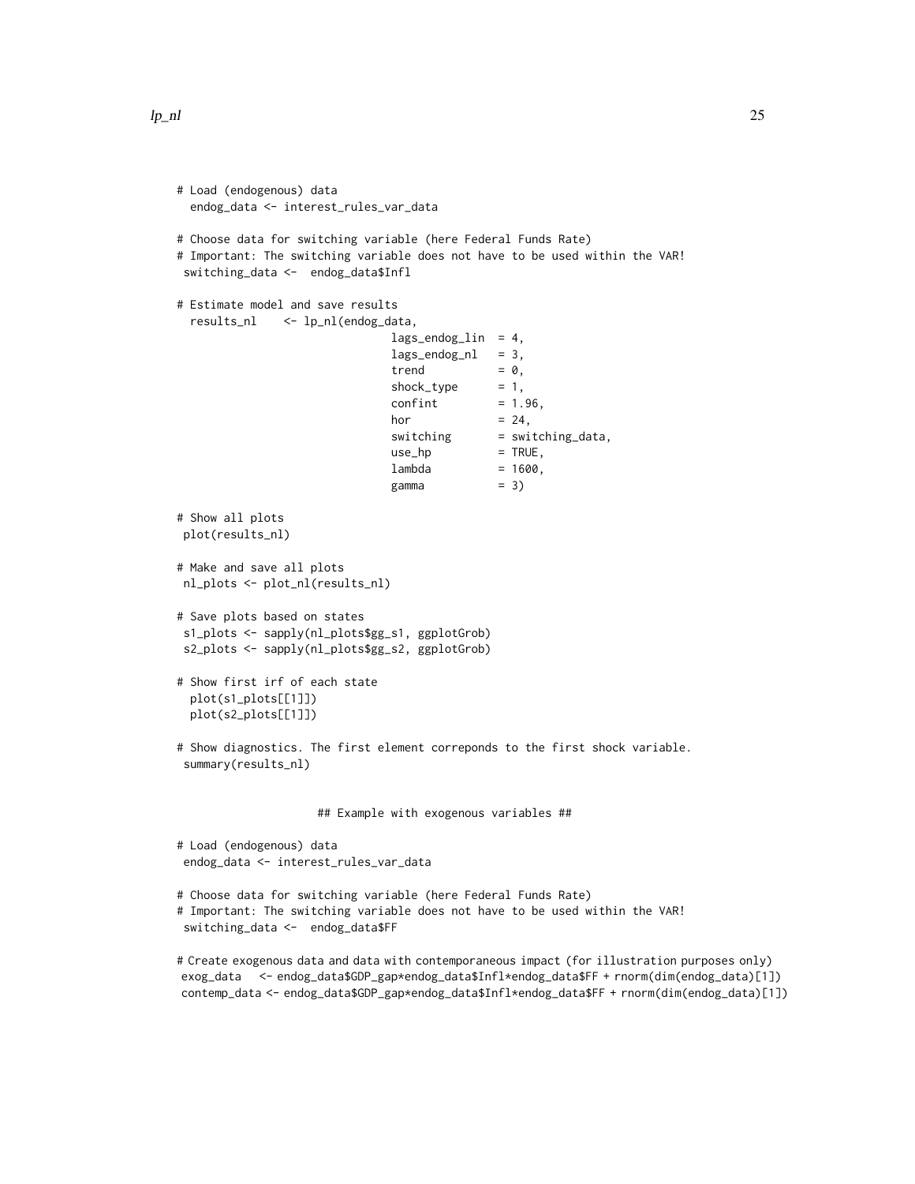```
# Load (endogenous) data
  endog_data <- interest_rules_var_data

# Choose data for switching variable (here Federal Funds Rate)
# Important: The switching variable does not have to be used within the VAR!
 switching_data <-  endog_data$Infl

# Estimate model and save results
  results_nl    <- lp_nl(endog_data,
                              lags_endog_lin  = 4,
                              lags_endog_nl   = 3,
                              trend           = 0,
                              shock_type      = 1,
                              confint         = 1.96,
                              hor             = 24,
                              switching       = switching_data,
                              use_hp          = TRUE,
                              lambda          = 1600,
                              gamma           = 3)

# Show all plots
 plot(results_nl)

# Make and save all plots
 nl_plots <- plot_nl(results_nl)

# Save plots based on states
 s1_plots <- sapply(nl_plots$gg_s1, ggplotGrob)
 s2_plots <- sapply(nl_plots$gg_s2, ggplotGrob)

# Show first irf of each state
  plot(s1_plots[[1]])
  plot(s2_plots[[1]])

# Show diagnostics. The first element correponds to the first shock variable.
 summary(results_nl)


                    ## Example with exogenous variables ##

# Load (endogenous) data
 endog_data <- interest_rules_var_data

# Choose data for switching variable (here Federal Funds Rate)
# Important: The switching variable does not have to be used within the VAR!
 switching_data <-  endog_data$FF

# Create exogenous data and data with contemporaneous impact (for illustration purposes only)
 exog_data   <- endog_data$GDP_gap*endog_data$Infl*endog_data$FF + rnorm(dim(endog_data)[1])
 contemp_data <- endog_data$GDP_gap*endog_data$Infl*endog_data$FF + rnorm(dim(endog_data)[1])
```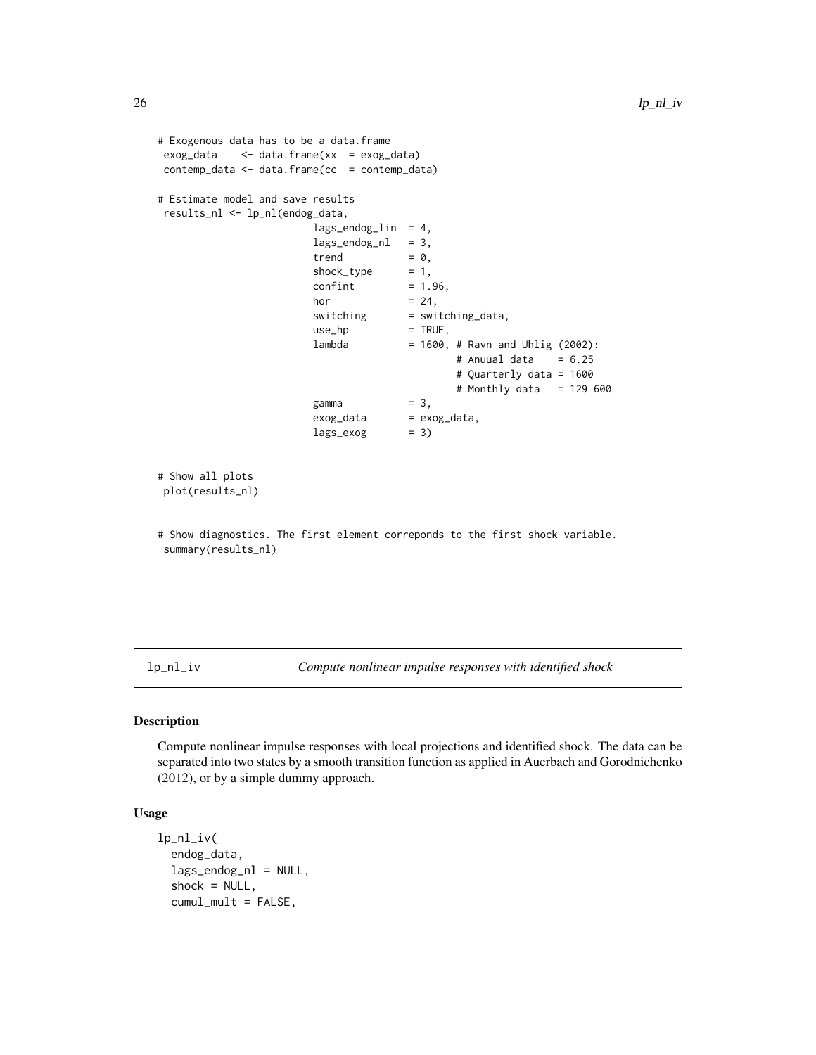```
# Exogenous data has to be a data.frame
 exog_data    <- data.frame(xx  = exog_data)
 contemp_data <- data.frame(cc  = contemp_data)

# Estimate model and save results
 results_nl <- lp_nl(endog_data,
                         lags_endog_lin  = 4,
                         lags_endog_nl   = 3,
                         trend           = 0,
                         shock_type      = 1,
                         confint         = 1.96,
                         hor             = 24,
                         switching       = switching_data,
                         use_hp          = TRUE,
                         lambda          = 1600, # Ravn and Uhlig (2002):
                                                 # Anuual data    = 6.25
                                                 # Quarterly data = 1600
                                                 # Monthly data   = 129 600
                         gamma           = 3,
                         exog_data       = exog_data,
                         lags_exog       = 3)


# Show all plots
 plot(results_nl)


# Show diagnostics. The first element correponds to the first shock variable.
 summary(results_nl)
```

## lp_nl_iv — *Compute nonlinear impulse responses with identified shock*

### Description

Compute nonlinear impulse responses with local projections and identified shock. The data can be separated into two states by a smooth transition function as applied in Auerbach and Gorodnichenko (2012), or by a simple dummy approach.

### Usage

```
lp_nl_iv(
  endog_data,
  lags_endog_nl = NULL,
  shock = NULL,
  cumul_mult = FALSE,
```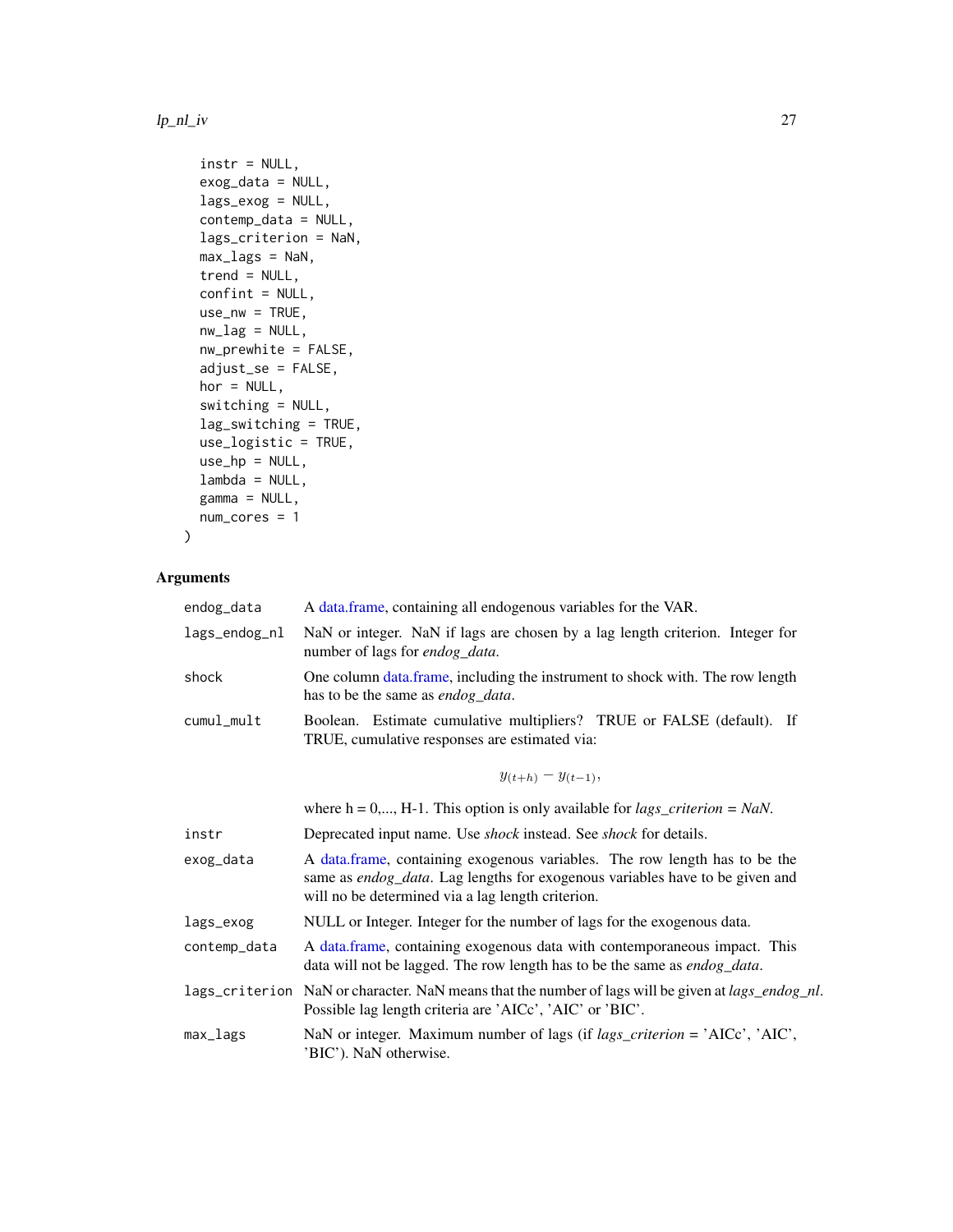```
  instr = NULL,
  exog_data = NULL,
  lags_exog = NULL,
  contemp_data = NULL,
  lags_criterion = NaN,
  max_lags = NaN,
  trend = NULL,
  confint = NULL,
  use_nw = TRUE,
  nw_lag = NULL,
  nw_prewhite = FALSE,
  adjust_se = FALSE,
  hor = NULL,
  switching = NULL,
  lag_switching = TRUE,
  use_logistic = TRUE,
  use_hp = NULL,
  lambda = NULL,
  gamma = NULL,
  num_cores = 1
)
```

## Arguments

| | |
|---|---|
| endog_data | A data.frame, containing all endogenous variables for the VAR. |
| lags_endog_nl | NaN or integer. NaN if lags are chosen by a lag length criterion. Integer for number of lags for *endog_data*. |
| shock | One column data.frame, including the instrument to shock with. The row length has to be the same as *endog_data*. |
| cumul_mult | Boolean. Estimate cumulative multipliers? TRUE or FALSE (default). If TRUE, cumulative responses are estimated via: $$y_{(t+h)} - y_{(t-1)},$$ where h = 0,..., H-1. This option is only available for *lags_criterion = NaN*. |
| instr | Deprecated input name. Use *shock* instead. See *shock* for details. |
| exog_data | A data.frame, containing exogenous variables. The row length has to be the same as *endog_data*. Lag lengths for exogenous variables have to be given and will no be determined via a lag length criterion. |
| lags_exog | NULL or Integer. Integer for the number of lags for the exogenous data. |
| contemp_data | A data.frame, containing exogenous data with contemporaneous impact. This data will not be lagged. The row length has to be the same as *endog_data*. |
| lags_criterion | NaN or character. NaN means that the number of lags will be given at *lags_endog_nl*. Possible lag length criteria are 'AICc', 'AIC' or 'BIC'. |
| max_lags | NaN or integer. Maximum number of lags (if *lags_criterion* = 'AICc', 'AIC', 'BIC'). NaN otherwise. |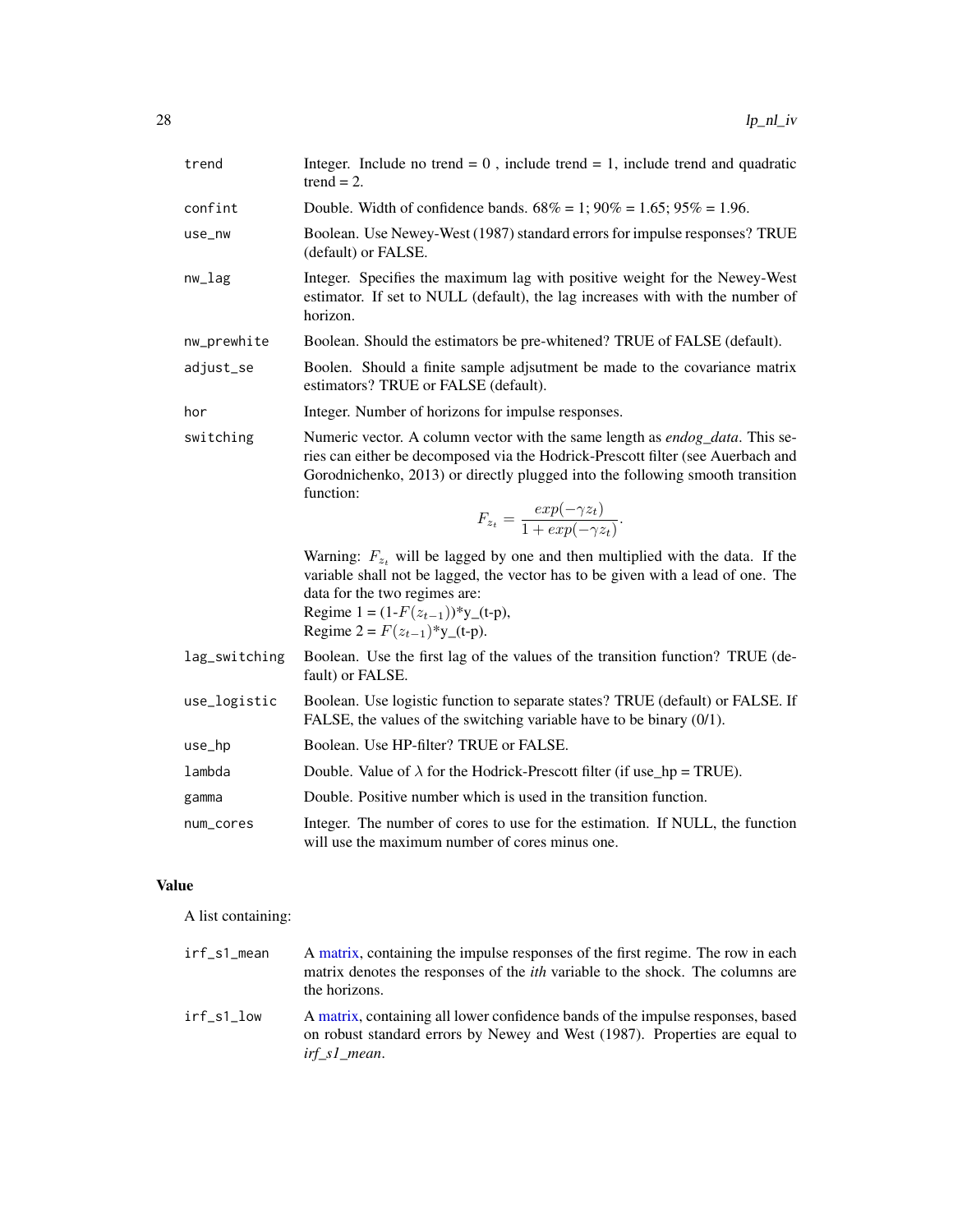| | |
|---|---|
| trend | Integer. Include no trend = 0 , include trend = 1, include trend and quadratic trend = 2. |
| confint | Double. Width of confidence bands. 68% = 1; 90% = 1.65; 95% = 1.96. |
| use_nw | Boolean. Use Newey-West (1987) standard errors for impulse responses? TRUE (default) or FALSE. |
| nw_lag | Integer. Specifies the maximum lag with positive weight for the Newey-West estimator. If set to NULL (default), the lag increases with with the number of horizon. |
| nw_prewhite | Boolean. Should the estimators be pre-whitened? TRUE of FALSE (default). |
| adjust_se | Boolen. Should a finite sample adjsutment be made to the covariance matrix estimators? TRUE or FALSE (default). |
| hor | Integer. Number of horizons for impulse responses. |
| switching | Numeric vector. A column vector with the same length as *endog_data*. This series can either be decomposed via the Hodrick-Prescott filter (see Auerbach and Gorodnichenko, 2013) or directly plugged into the following smooth transition function: $$F_{z_t} = \frac{exp(-\gamma z_t)}{1 + exp(-\gamma z_t)}.$$ Warning: $F_{z_t}$ will be lagged by one and then multiplied with the data. If the variable shall not be lagged, the vector has to be given with a lead of one. The data for the two regimes are: <br> Regime 1 = (1-$F(z_{t-1})$)*y_(t-p), <br> Regime 2 = $F(z_{t-1})$*y_(t-p). |
| lag_switching | Boolean. Use the first lag of the values of the transition function? TRUE (default) or FALSE. |
| use_logistic | Boolean. Use logistic function to separate states? TRUE (default) or FALSE. If FALSE, the values of the switching variable have to be binary (0/1). |
| use_hp | Boolean. Use HP-filter? TRUE or FALSE. |
| lambda | Double. Value of $\lambda$ for the Hodrick-Prescott filter (if use_hp = TRUE). |
| gamma | Double. Positive number which is used in the transition function. |
| num_cores | Integer. The number of cores to use for the estimation. If NULL, the function will use the maximum number of cores minus one. |

## Value

A list containing:

| | |
|---|---|
| irf_s1_mean | A matrix, containing the impulse responses of the first regime. The row in each matrix denotes the responses of the *ith* variable to the shock. The columns are the horizons. |
| irf_s1_low | A matrix, containing all lower confidence bands of the impulse responses, based on robust standard errors by Newey and West (1987). Properties are equal to *irf_s1_mean*. |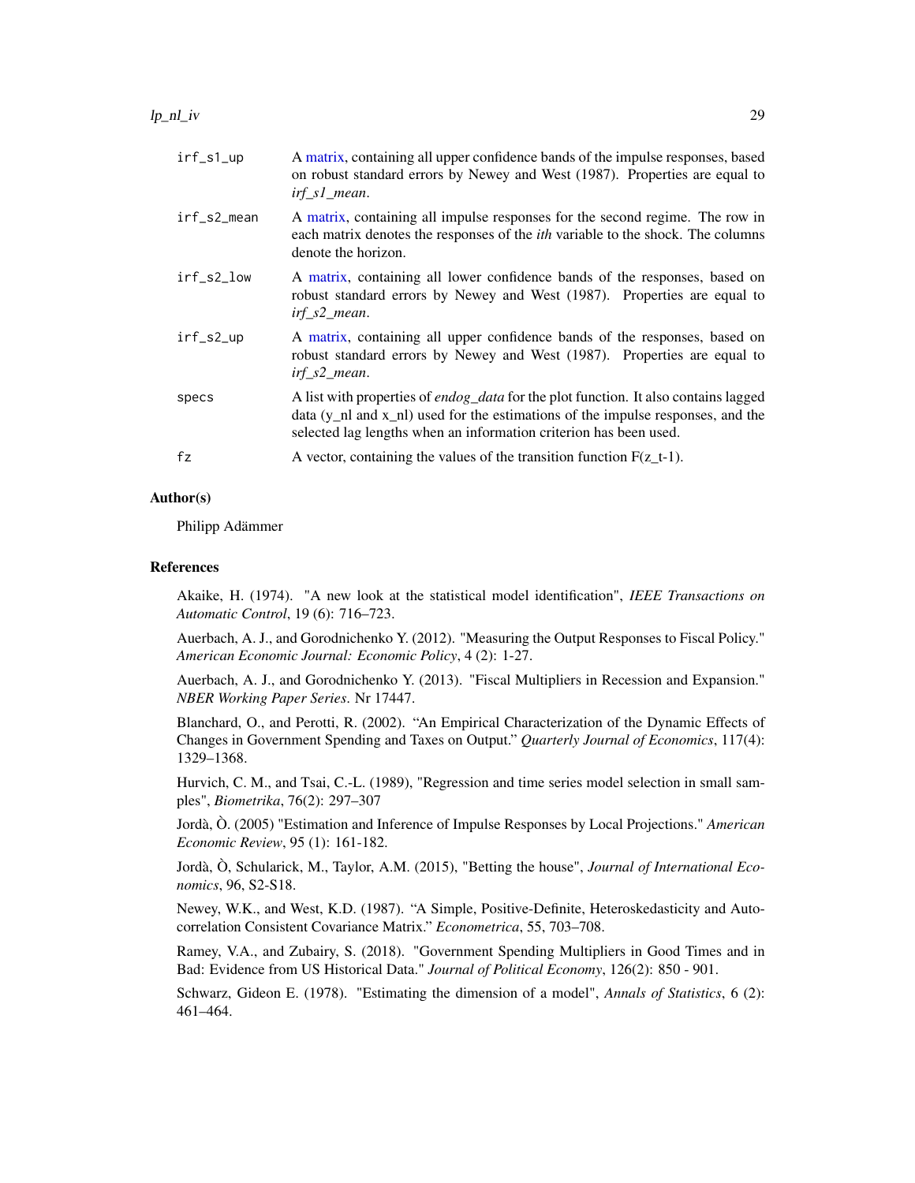`irf_s1_up` A matrix, containing all upper confidence bands of the impulse responses, based on robust standard errors by Newey and West (1987). Properties are equal to *irf_s1_mean*.

`irf_s2_mean` A matrix, containing all impulse responses for the second regime. The row in each matrix denotes the responses of the *ith* variable to the shock. The columns denote the horizon.

`irf_s2_low` A matrix, containing all lower confidence bands of the responses, based on robust standard errors by Newey and West (1987). Properties are equal to *irf_s2_mean*.

`irf_s2_up` A matrix, containing all upper confidence bands of the responses, based on robust standard errors by Newey and West (1987). Properties are equal to *irf_s2_mean*.

`specs` A list with properties of *endog_data* for the plot function. It also contains lagged data (y_nl and x_nl) used for the estimations of the impulse responses, and the selected lag lengths when an information criterion has been used.

`fz` A vector, containing the values of the transition function F(z_t-1).

### Author(s)

Philipp Adämmer

### References

Akaike, H. (1974). "A new look at the statistical model identification", *IEEE Transactions on Automatic Control*, 19 (6): 716–723.

Auerbach, A. J., and Gorodnichenko Y. (2012). "Measuring the Output Responses to Fiscal Policy." *American Economic Journal: Economic Policy*, 4 (2): 1-27.

Auerbach, A. J., and Gorodnichenko Y. (2013). "Fiscal Multipliers in Recession and Expansion." *NBER Working Paper Series*. Nr 17447.

Blanchard, O., and Perotti, R. (2002). "An Empirical Characterization of the Dynamic Effects of Changes in Government Spending and Taxes on Output." *Quarterly Journal of Economics*, 117(4): 1329–1368.

Hurvich, C. M., and Tsai, C.-L. (1989), "Regression and time series model selection in small samples", *Biometrika*, 76(2): 297–307

Jordà, Ò. (2005) "Estimation and Inference of Impulse Responses by Local Projections." *American Economic Review*, 95 (1): 161-182.

Jordà, Ò, Schularick, M., Taylor, A.M. (2015), "Betting the house", *Journal of International Economics*, 96, S2-S18.

Newey, W.K., and West, K.D. (1987). "A Simple, Positive-Definite, Heteroskedasticity and Autocorrelation Consistent Covariance Matrix." *Econometrica*, 55, 703–708.

Ramey, V.A., and Zubairy, S. (2018). "Government Spending Multipliers in Good Times and in Bad: Evidence from US Historical Data." *Journal of Political Economy*, 126(2): 850 - 901.

Schwarz, Gideon E. (1978). "Estimating the dimension of a model", *Annals of Statistics*, 6 (2): 461–464.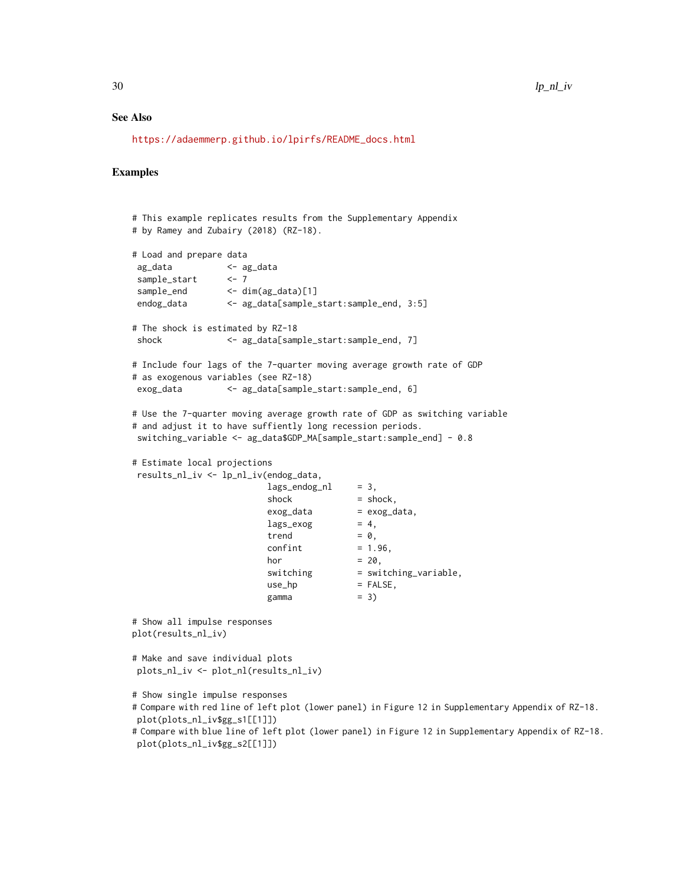## See Also

https://adaemmerp.github.io/lpirfs/README_docs.html

## Examples

```
# This example replicates results from the Supplementary Appendix
# by Ramey and Zubairy (2018) (RZ-18).

# Load and prepare data
 ag_data           <- ag_data
 sample_start      <- 7
 sample_end        <- dim(ag_data)[1]
 endog_data        <- ag_data[sample_start:sample_end, 3:5]

# The shock is estimated by RZ-18
 shock             <- ag_data[sample_start:sample_end, 7]

# Include four lags of the 7-quarter moving average growth rate of GDP
# as exogenous variables (see RZ-18)
 exog_data         <- ag_data[sample_start:sample_end, 6]

# Use the 7-quarter moving average growth rate of GDP as switching variable
# and adjust it to have suffiently long recession periods.
 switching_variable <- ag_data$GDP_MA[sample_start:sample_end] - 0.8

# Estimate local projections
 results_nl_iv <- lp_nl_iv(endog_data,
                           lags_endog_nl     = 3,
                           shock             = shock,
                           exog_data         = exog_data,
                           lags_exog         = 4,
                           trend             = 0,
                           confint           = 1.96,
                           hor               = 20,
                           switching         = switching_variable,
                           use_hp            = FALSE,
                           gamma             = 3)

# Show all impulse responses
plot(results_nl_iv)

# Make and save individual plots
 plots_nl_iv <- plot_nl(results_nl_iv)

# Show single impulse responses
# Compare with red line of left plot (lower panel) in Figure 12 in Supplementary Appendix of RZ-18.
 plot(plots_nl_iv$gg_s1[[1]])
# Compare with blue line of left plot (lower panel) in Figure 12 in Supplementary Appendix of RZ-18.
 plot(plots_nl_iv$gg_s2[[1]])
```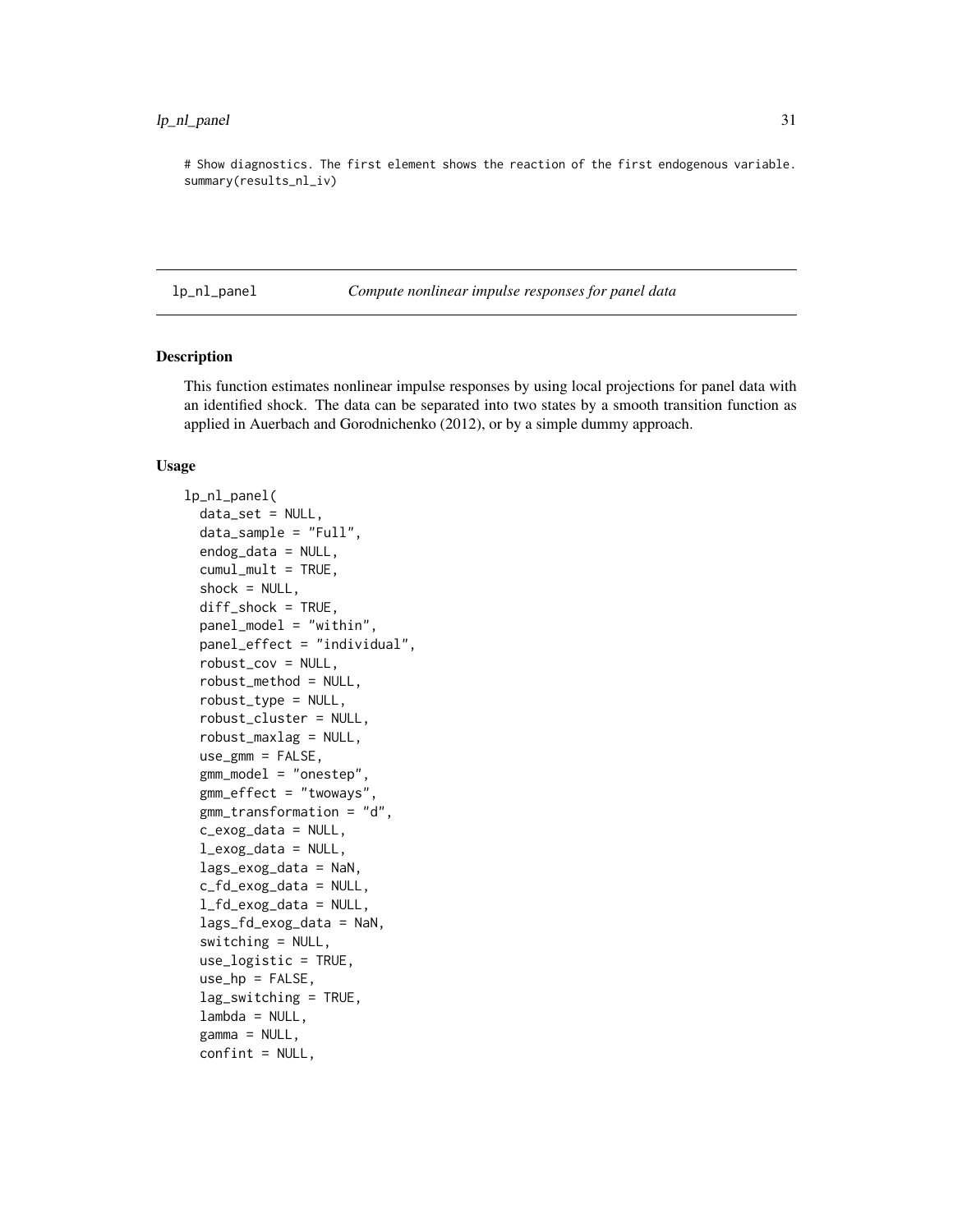```
# Show diagnostics. The first element shows the reaction of the first endogenous variable.
summary(results_nl_iv)
```

---

lp_nl_panel — *Compute nonlinear impulse responses for panel data*

---

## Description

This function estimates nonlinear impulse responses by using local projections for panel data with an identified shock. The data can be separated into two states by a smooth transition function as applied in Auerbach and Gorodnichenko (2012), or by a simple dummy approach.

## Usage

```
lp_nl_panel(
  data_set = NULL,
  data_sample = "Full",
  endog_data = NULL,
  cumul_mult = TRUE,
  shock = NULL,
  diff_shock = TRUE,
  panel_model = "within",
  panel_effect = "individual",
  robust_cov = NULL,
  robust_method = NULL,
  robust_type = NULL,
  robust_cluster = NULL,
  robust_maxlag = NULL,
  use_gmm = FALSE,
  gmm_model = "onestep",
  gmm_effect = "twoways",
  gmm_transformation = "d",
  c_exog_data = NULL,
  l_exog_data = NULL,
  lags_exog_data = NaN,
  c_fd_exog_data = NULL,
  l_fd_exog_data = NULL,
  lags_fd_exog_data = NaN,
  switching = NULL,
  use_logistic = TRUE,
  use_hp = FALSE,
  lag_switching = TRUE,
  lambda = NULL,
  gamma = NULL,
  confint = NULL,
```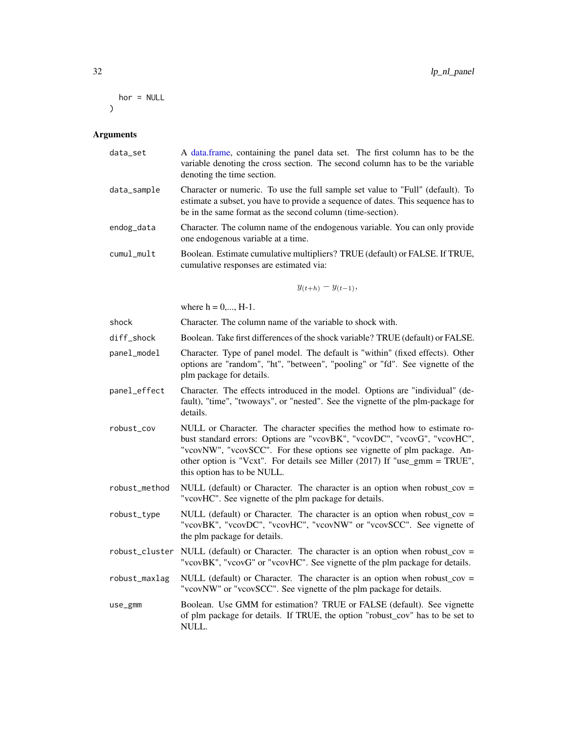```
  hor = NULL
)
```

## Arguments

| | |
|---|---|
| data_set | A data.frame, containing the panel data set. The first column has to be the variable denoting the cross section. The second column has to be the variable denoting the time section. |
| data_sample | Character or numeric. To use the full sample set value to "Full" (default). To estimate a subset, you have to provide a sequence of dates. This sequence has to be in the same format as the second column (time-section). |
| endog_data | Character. The column name of the endogenous variable. You can only provide one endogenous variable at a time. |
| cumul_mult | Boolean. Estimate cumulative multipliers? TRUE (default) or FALSE. If TRUE, cumulative responses are estimated via: $$y_{(t+h)} - y_{(t-1)},$$ where h = 0,..., H-1. |
| shock | Character. The column name of the variable to shock with. |
| diff_shock | Boolean. Take first differences of the shock variable? TRUE (default) or FALSE. |
| panel_model | Character. Type of panel model. The default is "within" (fixed effects). Other options are "random", "ht", "between", "pooling" or "fd". See vignette of the plm package for details. |
| panel_effect | Character. The effects introduced in the model. Options are "individual" (default), "time", "twoways", or "nested". See the vignette of the plm-package for details. |
| robust_cov | NULL or Character. The character specifies the method how to estimate robust standard errors: Options are "vcovBK", "vcovDC", "vcovG", "vcovHC", "vcovNW", "vcovSCC". For these options see vignette of plm package. Another option is "Vcxt". For details see Miller (2017) If "use_gmm = TRUE", this option has to be NULL. |
| robust_method | NULL (default) or Character. The character is an option when robust_cov = "vcovHC". See vignette of the plm package for details. |
| robust_type | NULL (default) or Character. The character is an option when robust_cov = "vcovBK", "vcovDC", "vcovHC", "vcovNW" or "vcovSCC". See vignette of the plm package for details. |
| robust_cluster | NULL (default) or Character. The character is an option when robust_cov = "vcovBK", "vcovG" or "vcovHC". See vignette of the plm package for details. |
| robust_maxlag | NULL (default) or Character. The character is an option when robust_cov = "vcovNW" or "vcovSCC". See vignette of the plm package for details. |
| use_gmm | Boolean. Use GMM for estimation? TRUE or FALSE (default). See vignette of plm package for details. If TRUE, the option "robust_cov" has to be set to NULL. |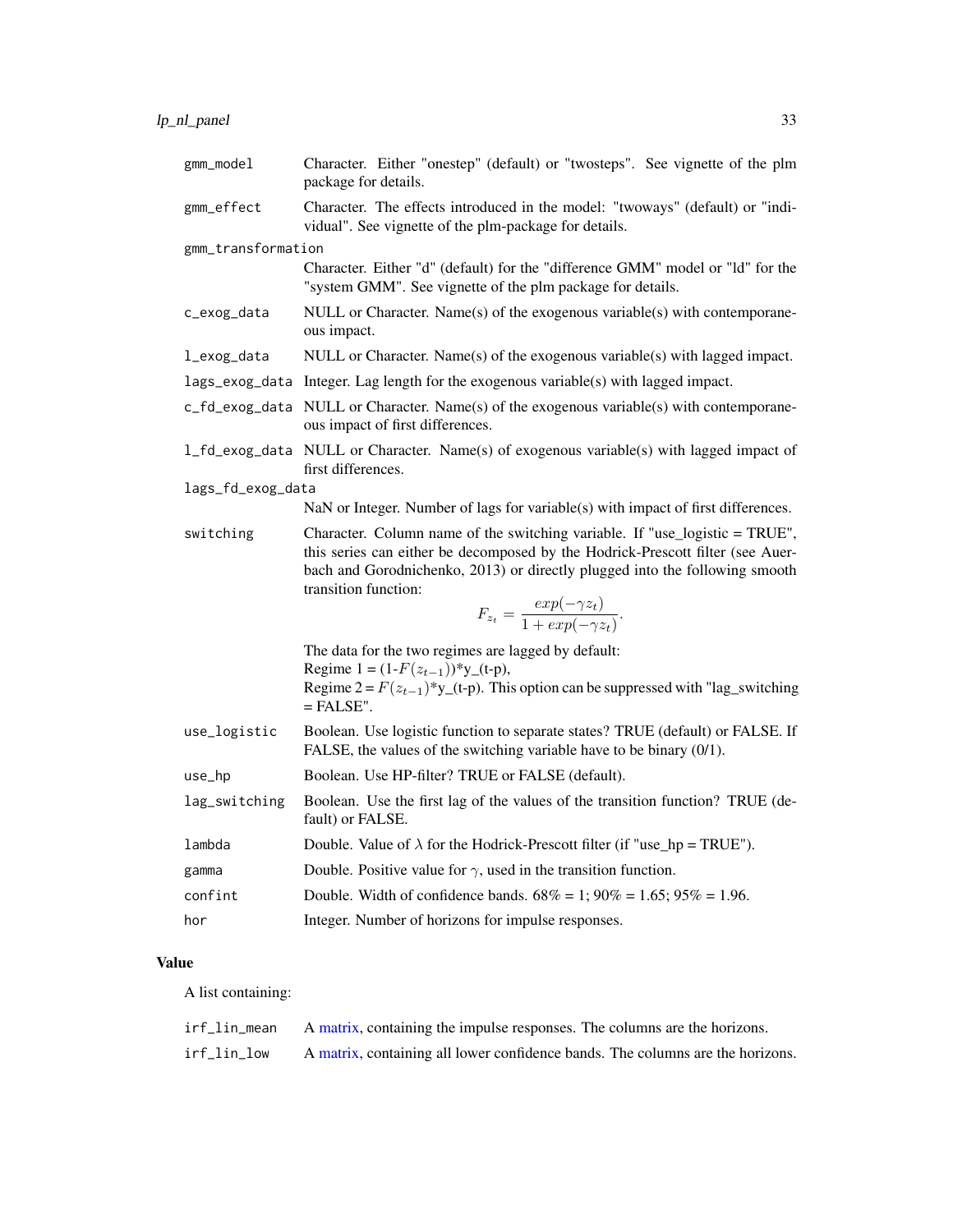| | |
|---|---|
| `gmm_model` | Character. Either "onestep" (default) or "twosteps". See vignette of the plm package for details. |
| `gmm_effect` | Character. The effects introduced in the model: "twoways" (default) or "individual". See vignette of the plm-package for details. |
| `gmm_transformation` | Character. Either "d" (default) for the "difference GMM" model or "ld" for the "system GMM". See vignette of the plm package for details. |
| `c_exog_data` | NULL or Character. Name(s) of the exogenous variable(s) with contemporaneous impact. |
| `l_exog_data` | NULL or Character. Name(s) of the exogenous variable(s) with lagged impact. |
| `lags_exog_data` | Integer. Lag length for the exogenous variable(s) with lagged impact. |
| `c_fd_exog_data` | NULL or Character. Name(s) of the exogenous variable(s) with contemporaneous impact of first differences. |
| `l_fd_exog_data` | NULL or Character. Name(s) of exogenous variable(s) with lagged impact of first differences. |
| `lags_fd_exog_data` | NaN or Integer. Number of lags for variable(s) with impact of first differences. |
| `switching` | Character. Column name of the switching variable. If "use_logistic = TRUE", this series can either be decomposed by the Hodrick-Prescott filter (see Auerbach and Gorodnichenko, 2013) or directly plugged into the following smooth transition function: $$F_{z_t} = \frac{exp(-\gamma z_t)}{1 + exp(-\gamma z_t)}.$$ The data for the two regimes are lagged by default: Regime 1 = (1-$F(z_{t-1})$)*y_(t-p), Regime 2 = $F(z_{t-1})$*y_(t-p). This option can be suppressed with "lag_switching = FALSE". |
| `use_logistic` | Boolean. Use logistic function to separate states? TRUE (default) or FALSE. If FALSE, the values of the switching variable have to be binary (0/1). |
| `use_hp` | Boolean. Use HP-filter? TRUE or FALSE (default). |
| `lag_switching` | Boolean. Use the first lag of the values of the transition function? TRUE (default) or FALSE. |
| `lambda` | Double. Value of $\lambda$ for the Hodrick-Prescott filter (if "use_hp = TRUE"). |
| `gamma` | Double. Positive value for $\gamma$, used in the transition function. |
| `confint` | Double. Width of confidence bands. 68% = 1; 90% = 1.65; 95% = 1.96. |
| `hor` | Integer. Number of horizons for impulse responses. |

## Value

A list containing:

| | |
|---|---|
| `irf_lin_mean` | A matrix, containing the impulse responses. The columns are the horizons. |
| `irf_lin_low` | A matrix, containing all lower confidence bands. The columns are the horizons. |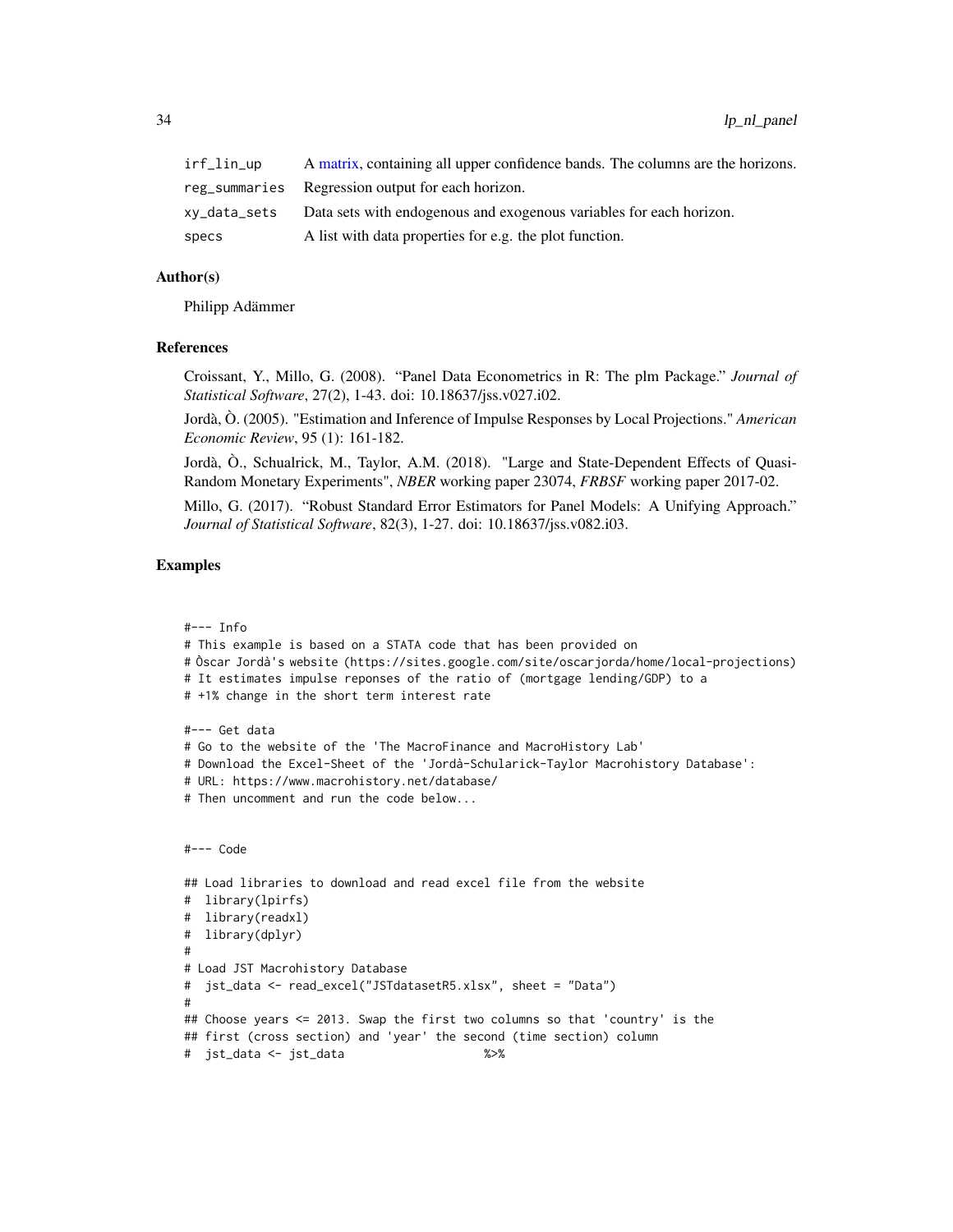| | |
|---|---|
| irf_lin_up | A matrix, containing all upper confidence bands. The columns are the horizons. |
| reg_summaries | Regression output for each horizon. |
| xy_data_sets | Data sets with endogenous and exogenous variables for each horizon. |
| specs | A list with data properties for e.g. the plot function. |

### Author(s)

Philipp Adämmer

### References

Croissant, Y., Millo, G. (2008). "Panel Data Econometrics in R: The plm Package." *Journal of Statistical Software*, 27(2), 1-43. doi: 10.18637/jss.v027.i02.

Jordà, Ò. (2005). "Estimation and Inference of Impulse Responses by Local Projections." *American Economic Review*, 95 (1): 161-182.

Jordà, Ò., Schualrick, M., Taylor, A.M. (2018). "Large and State-Dependent Effects of Quasi-Random Monetary Experiments", *NBER* working paper 23074, *FRBSF* working paper 2017-02.

Millo, G. (2017). "Robust Standard Error Estimators for Panel Models: A Unifying Approach." *Journal of Statistical Software*, 82(3), 1-27. doi: 10.18637/jss.v082.i03.

### Examples

```
#--- Info
# This example is based on a STATA code that has been provided on
# Òscar Jordà's website (https://sites.google.com/site/oscarjorda/home/local-projections)
# It estimates impulse reponses of the ratio of (mortgage lending/GDP) to a
# +1% change in the short term interest rate

#--- Get data
# Go to the website of the 'The MacroFinance and MacroHistory Lab'
# Download the Excel-Sheet of the 'Jordà-Schularick-Taylor Macrohistory Database':
# URL: https://www.macrohistory.net/database/
# Then uncomment and run the code below...


#--- Code

## Load libraries to download and read excel file from the website
#  library(lpirfs)
#  library(readxl)
#  library(dplyr)
#
# Load JST Macrohistory Database
#  jst_data <- read_excel("JSTdatasetR5.xlsx", sheet = "Data")
#
## Choose years <= 2013. Swap the first two columns so that 'country' is the
## first (cross section) and 'year' the second (time section) column
#  jst_data <- jst_data                    %>%
```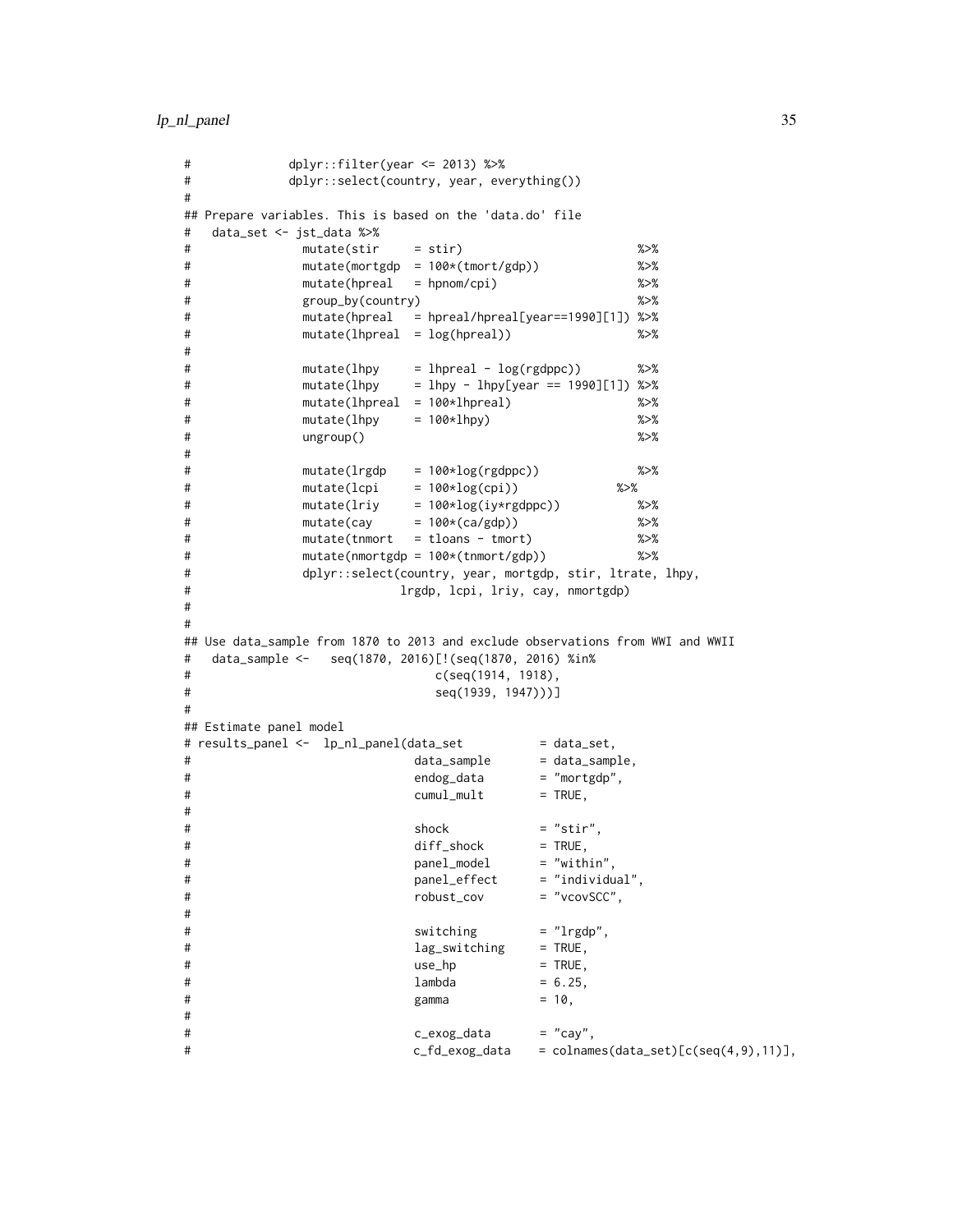```
#             dplyr::filter(year <= 2013) %>%
#             dplyr::select(country, year, everything())
#
## Prepare variables. This is based on the 'data.do' file
#   data_set <- jst_data %>%
#              mutate(stir     = stir)                         %>%
#              mutate(mortgdp  = 100*(tmort/gdp))              %>%
#              mutate(hpreal   = hpnom/cpi)                    %>%
#              group_by(country)                               %>%
#              mutate(hpreal   = hpreal/hpreal[year==1990][1]) %>%
#              mutate(lhpreal  = log(hpreal))                  %>%
#
#              mutate(lhpy     = lhpreal - log(rgdppc))        %>%
#              mutate(lhpy     = lhpy - lhpy[year == 1990][1]) %>%
#              mutate(lhpreal  = 100*lhpreal)                  %>%
#              mutate(lhpy     = 100*lhpy)                     %>%
#              ungroup()                                       %>%
#
#              mutate(lrgdp    = 100*log(rgdppc))              %>%
#              mutate(lcpi     = 100*log(cpi))             %>%
#              mutate(lriy     = 100*log(iy*rgdppc))           %>%
#              mutate(cay      = 100*(ca/gdp))                 %>%
#              mutate(tnmort   = tloans - tmort)               %>%
#              mutate(nmortgdp = 100*(tnmort/gdp))             %>%
#              dplyr::select(country, year, mortgdp, stir, ltrate, lhpy,
#                            lrgdp, lcpi, lriy, cay, nmortgdp)
#
#
## Use data_sample from 1870 to 2013 and exclude observations from WWI and WWII
#   data_sample <-   seq(1870, 2016)[!(seq(1870, 2016) %in%
#                                c(seq(1914, 1918),
#                                seq(1939, 1947)))]
#
## Estimate panel model
# results_panel <-  lp_nl_panel(data_set           = data_set,
#                              data_sample       = data_sample,
#                              endog_data        = "mortgdp",
#                              cumul_mult        = TRUE,
#
#                              shock             = "stir",
#                              diff_shock        = TRUE,
#                              panel_model       = "within",
#                              panel_effect      = "individual",
#                              robust_cov        = "vcovSCC",
#
#                              switching         = "lrgdp",
#                              lag_switching     = TRUE,
#                              use_hp            = TRUE,
#                              lambda            = 6.25,
#                              gamma             = 10,
#
#                              c_exog_data       = "cay",
#                              c_fd_exog_data    = colnames(data_set)[c(seq(4,9),11)],
```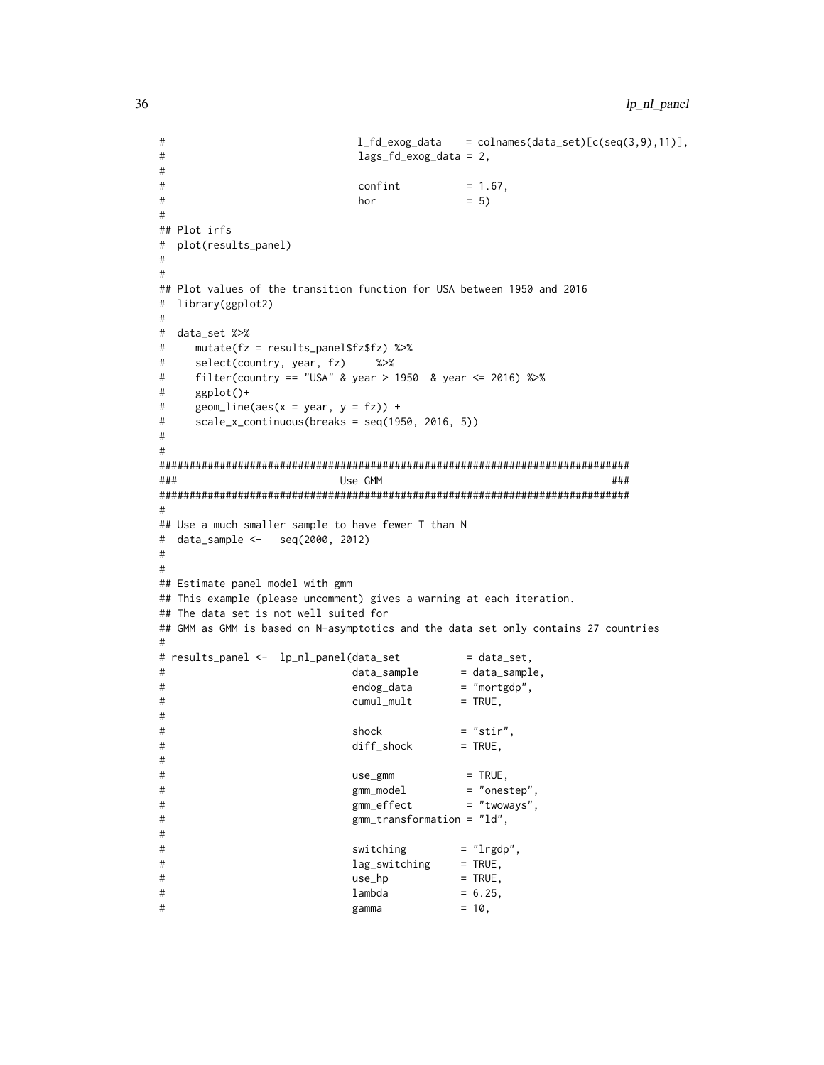```
#                                 l_fd_exog_data    = colnames(data_set)[c(seq(3,9),11)],
#                                 lags_fd_exog_data = 2,
#
#                                 confint           = 1.67,
#                                 hor               = 5)
#
## Plot irfs
#  plot(results_panel)
#
#
## Plot values of the transition function for USA between 1950 and 2016
#  library(ggplot2)
#
#  data_set %>%
#     mutate(fz = results_panel$fz$fz) %>%
#     select(country, year, fz)     %>%
#     filter(country == "USA" & year > 1950  & year <= 2016) %>%
#     ggplot()+
#     geom_line(aes(x = year, y = fz)) +
#     scale_x_continuous(breaks = seq(1950, 2016, 5))
#
#
##############################################################################
###                          Use GMM                                       ###
##############################################################################
#
## Use a much smaller sample to have fewer T than N
#  data_sample <-   seq(2000, 2012)
#
#
## Estimate panel model with gmm
## This example (please uncomment) gives a warning at each iteration.
## The data set is not well suited for
## GMM as GMM is based on N-asymptotics and the data set only contains 27 countries
#
# results_panel <-  lp_nl_panel(data_set           = data_set,
#                               data_sample       = data_sample,
#                               endog_data        = "mortgdp",
#                               cumul_mult        = TRUE,
#
#                               shock             = "stir",
#                               diff_shock        = TRUE,
#
#                               use_gmm            = TRUE,
#                               gmm_model          = "onestep",
#                               gmm_effect         = "twoways",
#                               gmm_transformation = "ld",
#
#                               switching         = "lrgdp",
#                               lag_switching     = TRUE,
#                               use_hp            = TRUE,
#                               lambda            = 6.25,
#                               gamma             = 10,
```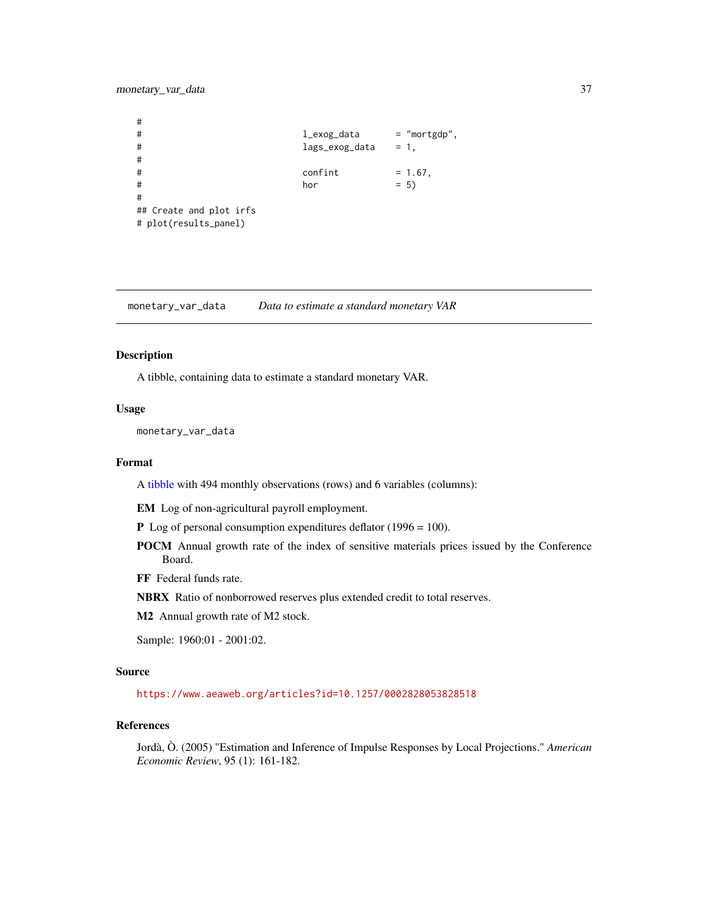```
#
#                                 l_exog_data       = "mortgdp",
#                                 lags_exog_data    = 1,
#
#                                 confint           = 1.67,
#                                 hor               = 5)
#
## Create and plot irfs
# plot(results_panel)
```

---

## monetary_var_data — *Data to estimate a standard monetary VAR*

---

### Description

A tibble, containing data to estimate a standard monetary VAR.

### Usage

```
monetary_var_data
```

### Format

A tibble with 494 monthly observations (rows) and 6 variables (columns):

- **EM** Log of non-agricultural payroll employment.
- **P** Log of personal consumption expenditures deflator (1996 = 100).
- **POCM** Annual growth rate of the index of sensitive materials prices issued by the Conference Board.
- **FF** Federal funds rate.
- **NBRX** Ratio of nonborrowed reserves plus extended credit to total reserves.
- **M2** Annual growth rate of M2 stock.

Sample: 1960:01 - 2001:02.

### Source

https://www.aeaweb.org/articles?id=10.1257/0002828053828518

### References

Jordà, Ò. (2005) "Estimation and Inference of Impulse Responses by Local Projections." *American Economic Review*, 95 (1): 161-182.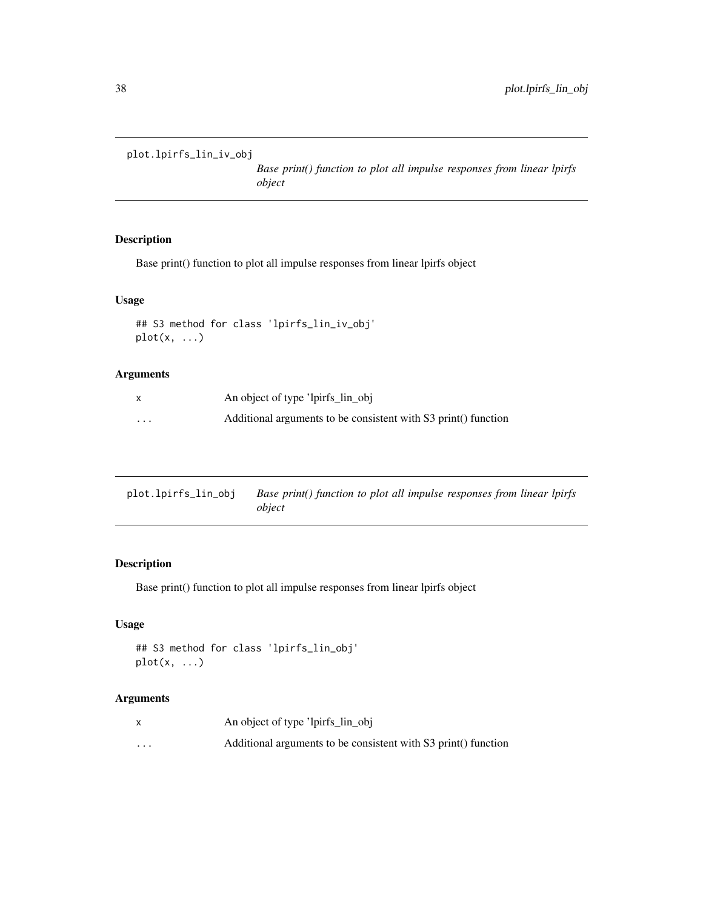## plot.lpirfs_lin_iv_obj

*Base print() function to plot all impulse responses from linear lpirfs object*

### Description

Base print() function to plot all impulse responses from linear lpirfs object

### Usage

```
## S3 method for class 'lpirfs_lin_iv_obj'
plot(x, ...)
```

### Arguments

| | |
|---|---|
| x | An object of type 'lpirfs_lin_obj |
| ... | Additional arguments to be consistent with S3 print() function |

## plot.lpirfs_lin_obj

*Base print() function to plot all impulse responses from linear lpirfs object*

### Description

Base print() function to plot all impulse responses from linear lpirfs object

### Usage

```
## S3 method for class 'lpirfs_lin_obj'
plot(x, ...)
```

### Arguments

| | |
|---|---|
| x | An object of type 'lpirfs_lin_obj |
| ... | Additional arguments to be consistent with S3 print() function |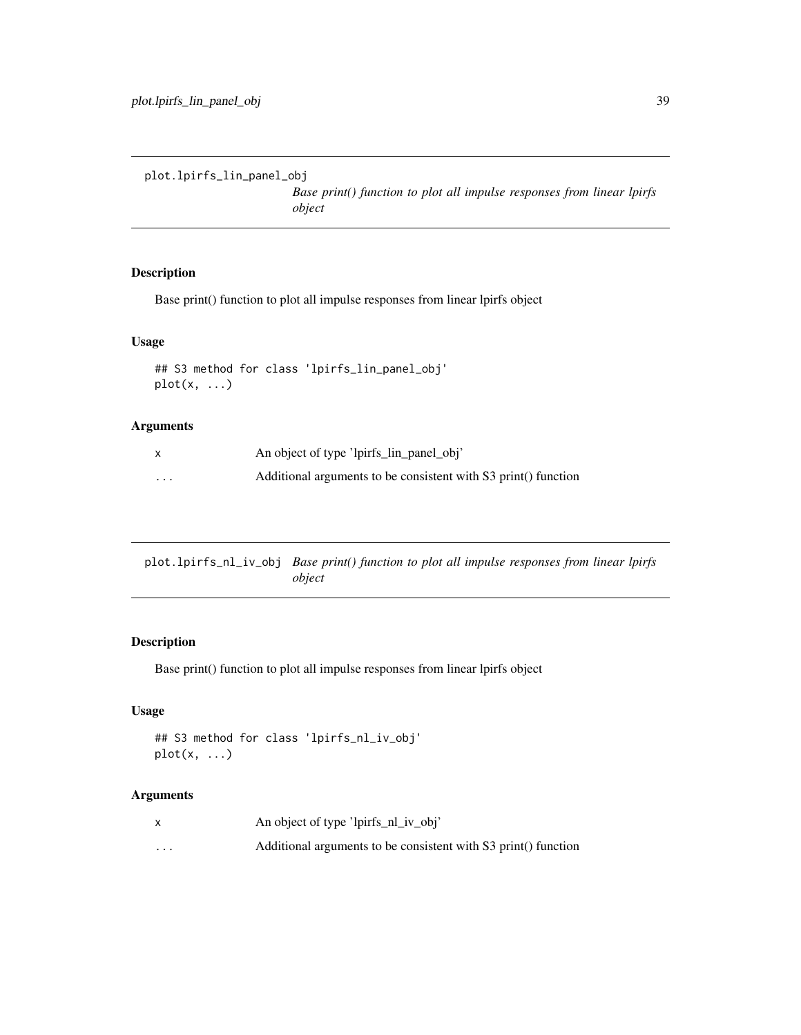## plot.lpirfs_lin_panel_obj

*Base print() function to plot all impulse responses from linear lpirfs object*

### Description

Base print() function to plot all impulse responses from linear lpirfs object

### Usage

```
## S3 method for class 'lpirfs_lin_panel_obj'
plot(x, ...)
```

### Arguments

| | |
|---|---|
| x | An object of type 'lpirfs_lin_panel_obj' |
| ... | Additional arguments to be consistent with S3 print() function |

## plot.lpirfs_nl_iv_obj

*Base print() function to plot all impulse responses from linear lpirfs object*

### Description

Base print() function to plot all impulse responses from linear lpirfs object

### Usage

```
## S3 method for class 'lpirfs_nl_iv_obj'
plot(x, ...)
```

### Arguments

| | |
|---|---|
| x | An object of type 'lpirfs_nl_iv_obj' |
| ... | Additional arguments to be consistent with S3 print() function |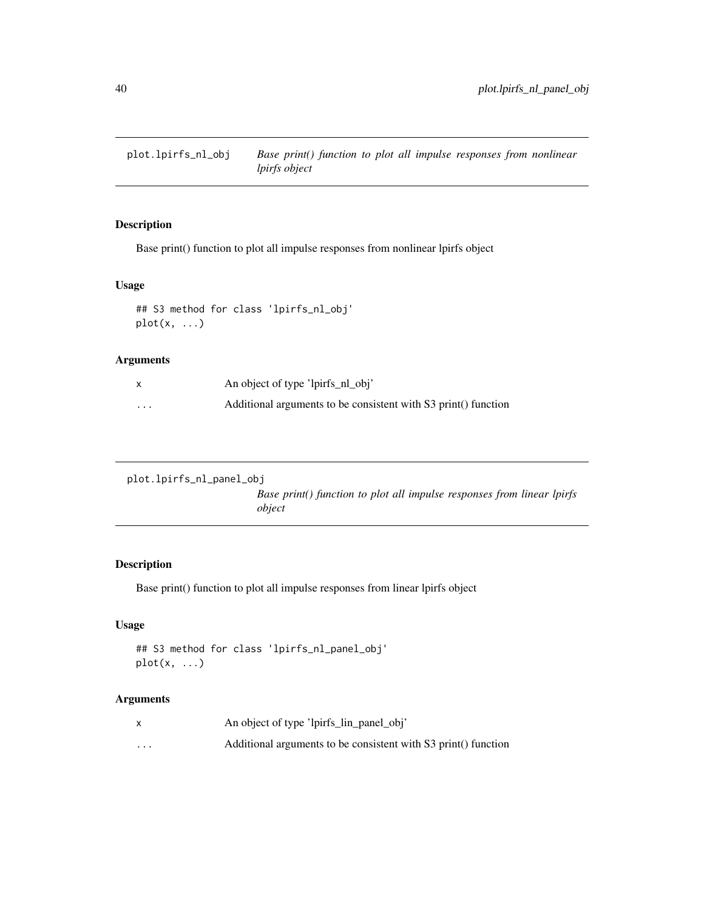## plot.lpirfs_nl_obj

*Base print() function to plot all impulse responses from nonlinear lpirfs object*

### Description

Base print() function to plot all impulse responses from nonlinear lpirfs object

### Usage

```
## S3 method for class 'lpirfs_nl_obj'
plot(x, ...)
```

### Arguments

| | |
|---|---|
| x | An object of type 'lpirfs_nl_obj' |
| ... | Additional arguments to be consistent with S3 print() function |

## plot.lpirfs_nl_panel_obj

*Base print() function to plot all impulse responses from linear lpirfs object*

### Description

Base print() function to plot all impulse responses from linear lpirfs object

### Usage

```
## S3 method for class 'lpirfs_nl_panel_obj'
plot(x, ...)
```

### Arguments

| | |
|---|---|
| x | An object of type 'lpirfs_lin_panel_obj' |
| ... | Additional arguments to be consistent with S3 print() function |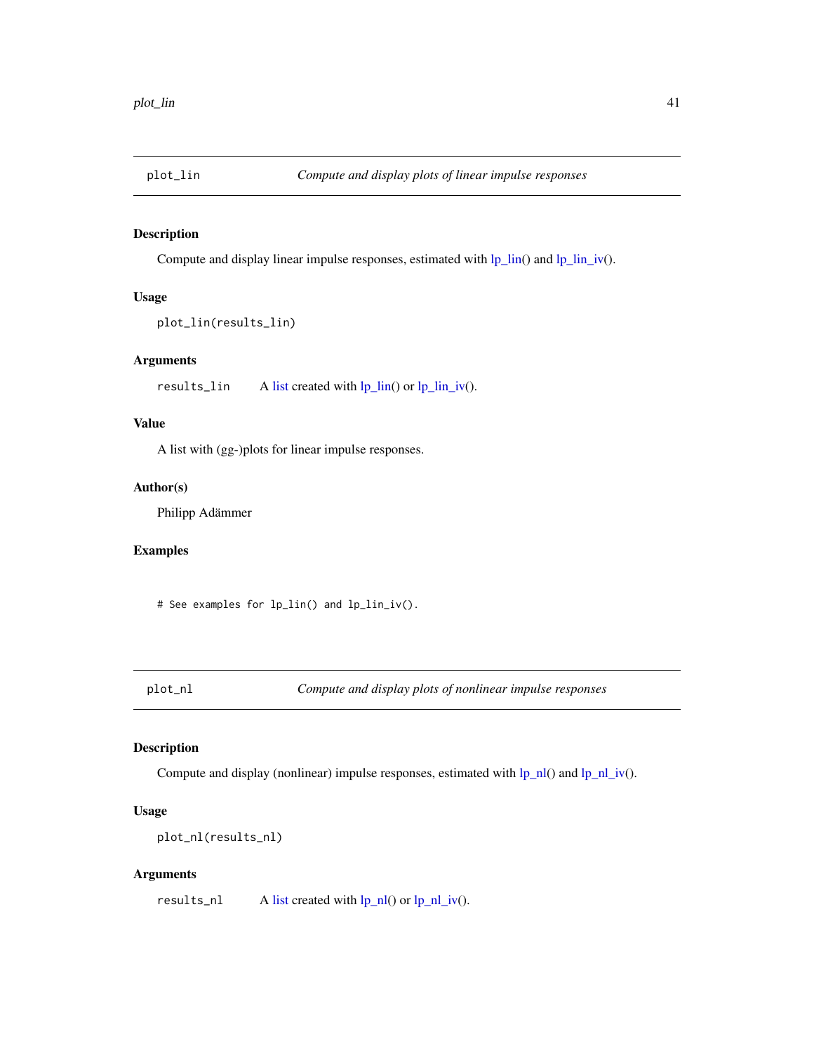## plot_lin — *Compute and display plots of linear impulse responses*

### Description

Compute and display linear impulse responses, estimated with lp_lin() and lp_lin_iv().

### Usage

```
plot_lin(results_lin)
```

### Arguments

| | |
|---|---|
| `results_lin` | A list created with lp_lin() or lp_lin_iv(). |

### Value

A list with (gg-)plots for linear impulse responses.

### Author(s)

Philipp Adämmer

### Examples

```
# See examples for lp_lin() and lp_lin_iv().
```

## plot_nl — *Compute and display plots of nonlinear impulse responses*

### Description

Compute and display (nonlinear) impulse responses, estimated with lp_nl() and lp_nl_iv().

### Usage

```
plot_nl(results_nl)
```

### Arguments

| | |
|---|---|
| `results_nl` | A list created with lp_nl() or lp_nl_iv(). |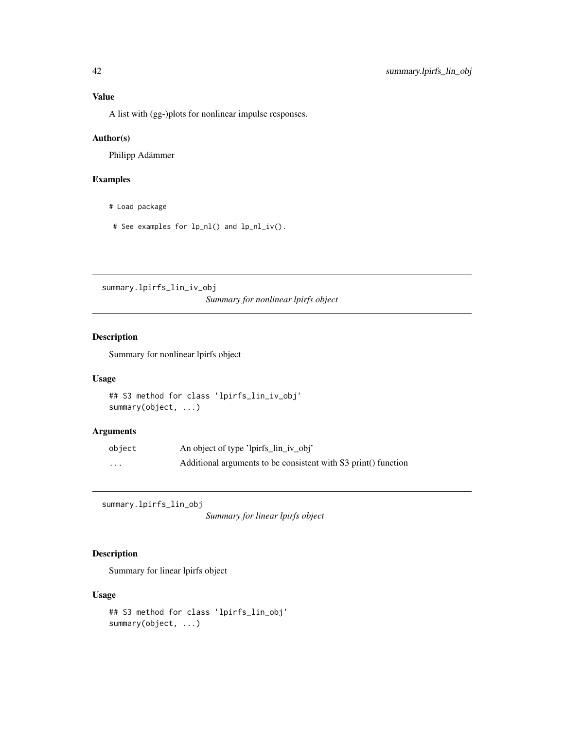## Value

A list with (gg-)plots for nonlinear impulse responses.

## Author(s)

Philipp Adämmer

## Examples

```
# Load package

 # See examples for lp_nl() and lp_nl_iv().
```

---

# summary.lpirfs_lin_iv_obj

*Summary for nonlinear lpirfs object*

## Description

Summary for nonlinear lpirfs object

## Usage

```
## S3 method for class 'lpirfs_lin_iv_obj'
summary(object, ...)
```

## Arguments

| | |
|---|---|
| object | An object of type 'lpirfs_lin_iv_obj' |
| ... | Additional arguments to be consistent with S3 print() function |

---

# summary.lpirfs_lin_obj

*Summary for linear lpirfs object*

## Description

Summary for linear lpirfs object

## Usage

```
## S3 method for class 'lpirfs_lin_obj'
summary(object, ...)
```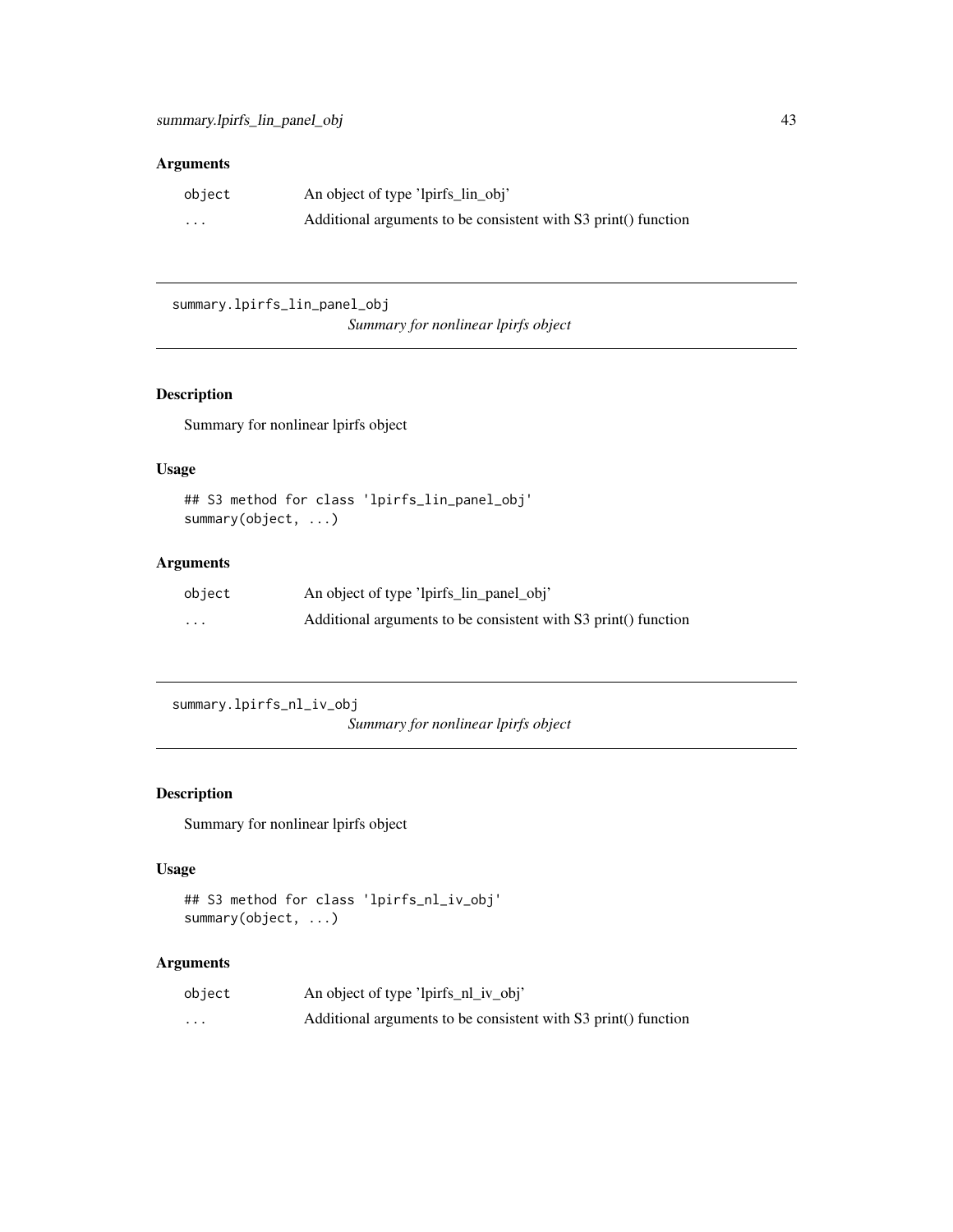### Arguments

| | |
|---|---|
| object | An object of type 'lpirfs_lin_obj' |
| ... | Additional arguments to be consistent with S3 print() function |

---

## summary.lpirfs_lin_panel_obj

*Summary for nonlinear lpirfs object*

### Description

Summary for nonlinear lpirfs object

### Usage

```
## S3 method for class 'lpirfs_lin_panel_obj'
summary(object, ...)
```

### Arguments

| | |
|---|---|
| object | An object of type 'lpirfs_lin_panel_obj' |
| ... | Additional arguments to be consistent with S3 print() function |

---

## summary.lpirfs_nl_iv_obj

*Summary for nonlinear lpirfs object*

### Description

Summary for nonlinear lpirfs object

### Usage

```
## S3 method for class 'lpirfs_nl_iv_obj'
summary(object, ...)
```

### Arguments

| | |
|---|---|
| object | An object of type 'lpirfs_nl_iv_obj' |
| ... | Additional arguments to be consistent with S3 print() function |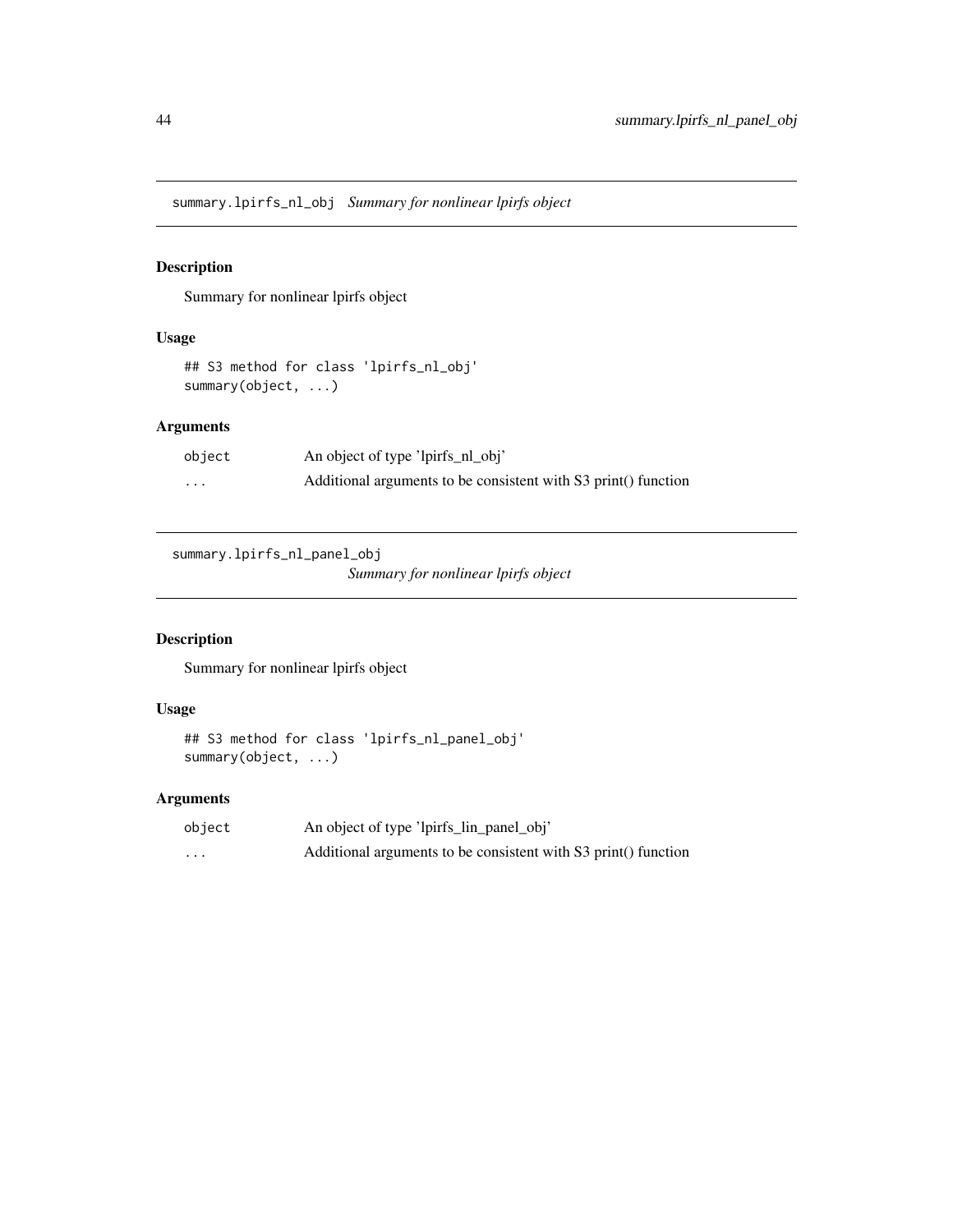## summary.lpirfs_nl_obj *Summary for nonlinear lpirfs object*

### Description

Summary for nonlinear lpirfs object

### Usage

```
## S3 method for class 'lpirfs_nl_obj'
summary(object, ...)
```

### Arguments

| | |
|---|---|
| object | An object of type 'lpirfs_nl_obj' |
| ... | Additional arguments to be consistent with S3 print() function |

## summary.lpirfs_nl_panel_obj *Summary for nonlinear lpirfs object*

### Description

Summary for nonlinear lpirfs object

### Usage

```
## S3 method for class 'lpirfs_nl_panel_obj'
summary(object, ...)
```

### Arguments

| | |
|---|---|
| object | An object of type 'lpirfs_lin_panel_obj' |
| ... | Additional arguments to be consistent with S3 print() function |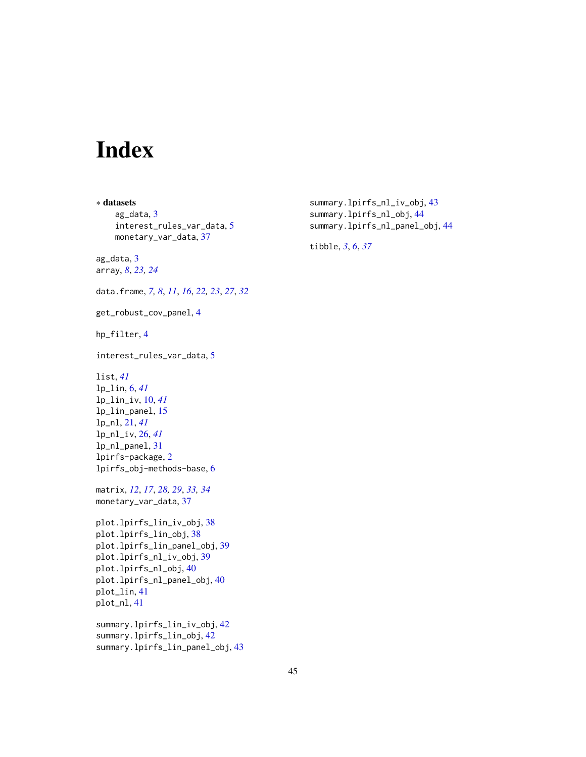# Index

∗ **datasets**
  ag_data, 3
  interest_rules_var_data, 5
  monetary_var_data, 37

ag_data, 3
array, *8*, *23, 24*

data.frame, *7, 8*, *11*, *16*, *22, 23*, *27*, *32*

get_robust_cov_panel, 4

hp_filter, 4

interest_rules_var_data, 5

list, *41*
lp_lin, 6, *41*
lp_lin_iv, 10, *41*
lp_lin_panel, 15
lp_nl, 21, *41*
lp_nl_iv, 26, *41*
lp_nl_panel, 31
lpirfs-package, 2
lpirfs_obj-methods-base, 6

matrix, *12*, *17*, *28, 29*, *33, 34*
monetary_var_data, 37

plot.lpirfs_lin_iv_obj, 38
plot.lpirfs_lin_obj, 38
plot.lpirfs_lin_panel_obj, 39
plot.lpirfs_nl_iv_obj, 39
plot.lpirfs_nl_obj, 40
plot.lpirfs_nl_panel_obj, 40
plot_lin, 41
plot_nl, 41

summary.lpirfs_lin_iv_obj, 42
summary.lpirfs_lin_obj, 42
summary.lpirfs_lin_panel_obj, 43
summary.lpirfs_nl_iv_obj, 43
summary.lpirfs_nl_obj, 44
summary.lpirfs_nl_panel_obj, 44

tibble, *3*, *6*, *37*